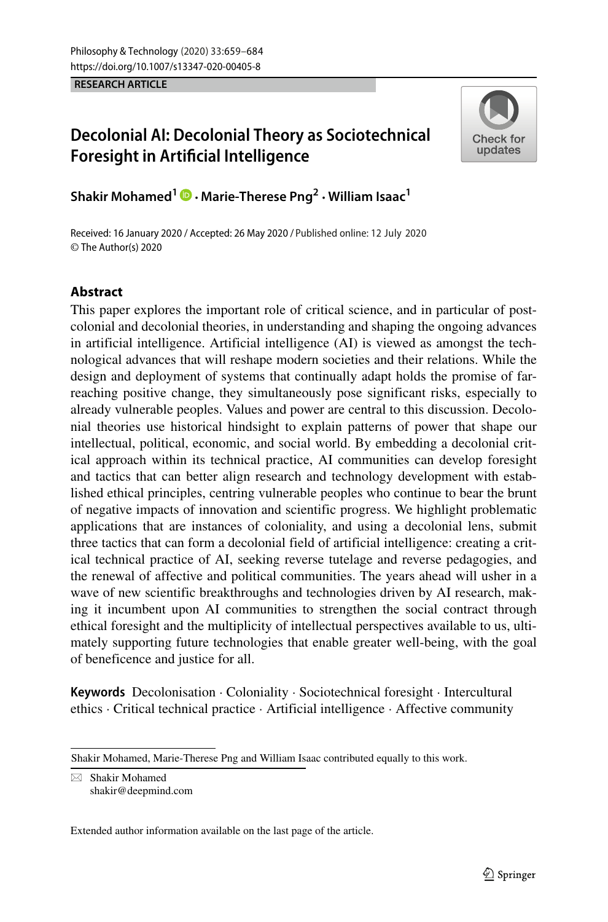RESEARCH ARTICLE

# Decolonial AI: Decolonial Theory as Sociotechnical Foresight in Artificial Intelligence

**Shakir Mohamed[1] · Marie-Therese Png[2] · William Isaac[1]**

Received: 16 January 2020 / Accepted: 26 May 2020 / Published online: 12 July 2020
© The Author(s) 2020

## Abstract

This paper explores the important role of critical science, and in particular of post-colonial and decolonial theories, in understanding and shaping the ongoing advances in artificial intelligence. Artificial intelligence (AI) is viewed as amongst the technological advances that will reshape modern societies and their relations. While the design and deployment of systems that continually adapt holds the promise of far-reaching positive change, they simultaneously pose significant risks, especially to already vulnerable peoples. Values and power are central to this discussion. Decolonial theories use historical hindsight to explain patterns of power that shape our intellectual, political, economic, and social world. By embedding a decolonial critical approach within its technical practice, AI communities can develop foresight and tactics that can better align research and technology development with established ethical principles, centring vulnerable peoples who continue to bear the brunt of negative impacts of innovation and scientific progress. We highlight problematic applications that are instances of coloniality, and using a decolonial lens, submit three tactics that can form a decolonial field of artificial intelligence: creating a critical technical practice of AI, seeking reverse tutelage and reverse pedagogies, and the renewal of affective and political communities. The years ahead will usher in a wave of new scientific breakthroughs and technologies driven by AI research, making it incumbent upon AI communities to strengthen the social contract through ethical foresight and the multiplicity of intellectual perspectives available to us, ultimately supporting future technologies that enable greater well-being, with the goal of beneficence and justice for all.

**Keywords** Decolonisation · Coloniality · Sociotechnical foresight · Intercultural ethics · Critical technical practice · Artificial intelligence · Affective community

---

Shakir Mohamed, Marie-Therese Png and William Isaac contributed equally to this work.

✉ Shakir Mohamed
shakir@deepmind.com

Extended author information available on the last page of the article.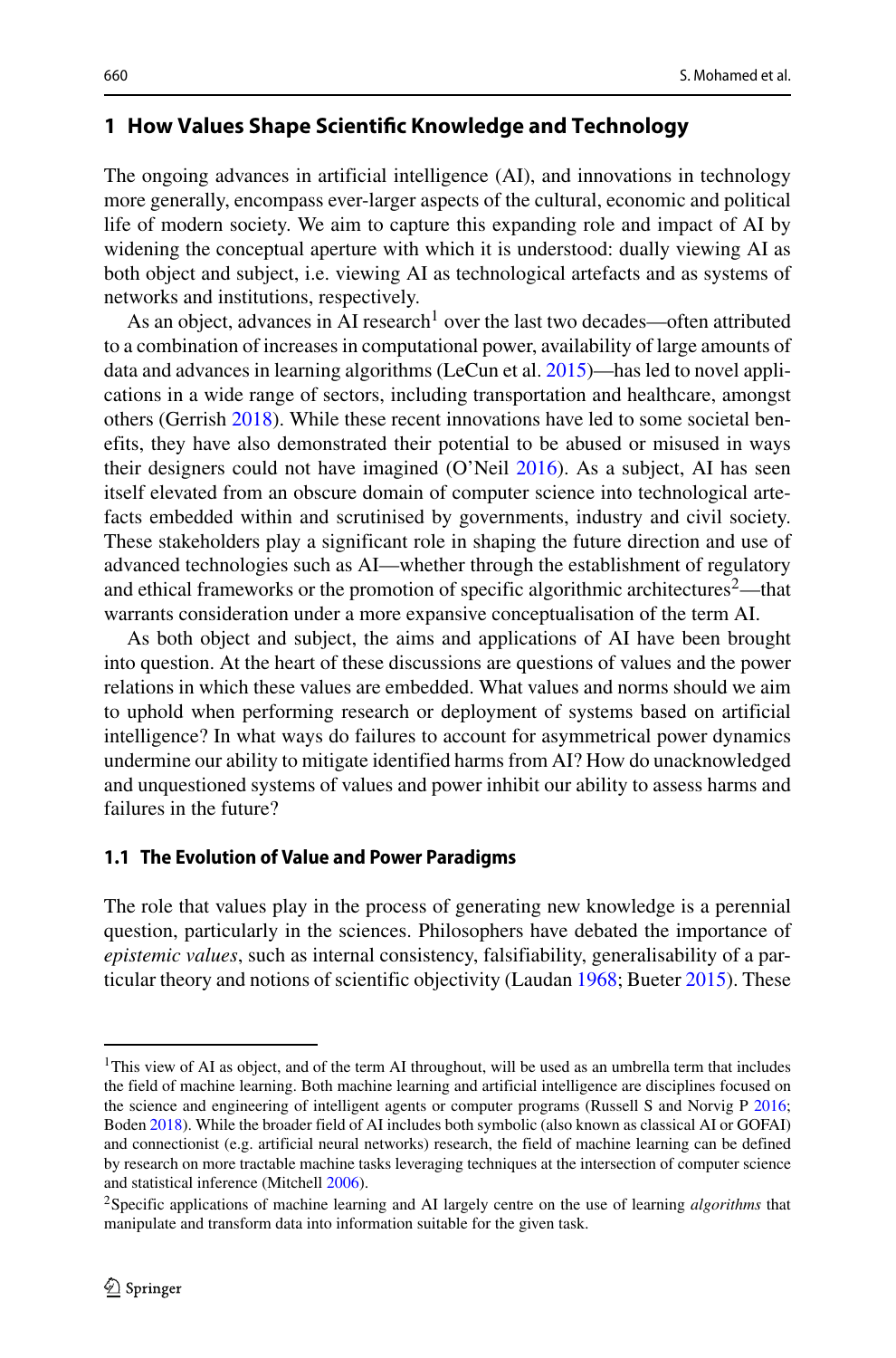## 1 How Values Shape Scientific Knowledge and Technology

The ongoing advances in artificial intelligence (AI), and innovations in technology more generally, encompass ever-larger aspects of the cultural, economic and political life of modern society. We aim to capture this expanding role and impact of AI by widening the conceptual aperture with which it is understood: dually viewing AI as both object and subject, i.e. viewing AI as technological artefacts and as systems of networks and institutions, respectively.

As an object, advances in AI research[1] over the last two decades—often attributed to a combination of increases in computational power, availability of large amounts of data and advances in learning algorithms (LeCun et al. 2015)—has led to novel applications in a wide range of sectors, including transportation and healthcare, amongst others (Gerrish 2018). While these recent innovations have led to some societal benefits, they have also demonstrated their potential to be abused or misused in ways their designers could not have imagined (O'Neil 2016). As a subject, AI has seen itself elevated from an obscure domain of computer science into technological artefacts embedded within and scrutinised by governments, industry and civil society. These stakeholders play a significant role in shaping the future direction and use of advanced technologies such as AI—whether through the establishment of regulatory and ethical frameworks or the promotion of specific algorithmic architectures[2]—that warrants consideration under a more expansive conceptualisation of the term AI.

As both object and subject, the aims and applications of AI have been brought into question. At the heart of these discussions are questions of values and the power relations in which these values are embedded. What values and norms should we aim to uphold when performing research or deployment of systems based on artificial intelligence? In what ways do failures to account for asymmetrical power dynamics undermine our ability to mitigate identified harms from AI? How do unacknowledged and unquestioned systems of values and power inhibit our ability to assess harms and failures in the future?

### 1.1 The Evolution of Value and Power Paradigms

The role that values play in the process of generating new knowledge is a perennial question, particularly in the sciences. Philosophers have debated the importance of *epistemic values*, such as internal consistency, falsifiability, generalisability of a particular theory and notions of scientific objectivity (Laudan 1968; Bueter 2015). These

---

[1] This view of AI as object, and of the term AI throughout, will be used as an umbrella term that includes the field of machine learning. Both machine learning and artificial intelligence are disciplines focused on the science and engineering of intelligent agents or computer programs (Russell S and Norvig P 2016; Boden 2018). While the broader field of AI includes both symbolic (also known as classical AI or GOFAI) and connectionist (e.g. artificial neural networks) research, the field of machine learning can be defined by research on more tractable machine tasks leveraging techniques at the intersection of computer science and statistical inference (Mitchell 2006).

[2] Specific applications of machine learning and AI largely centre on the use of learning *algorithms* that manipulate and transform data into information suitable for the given task.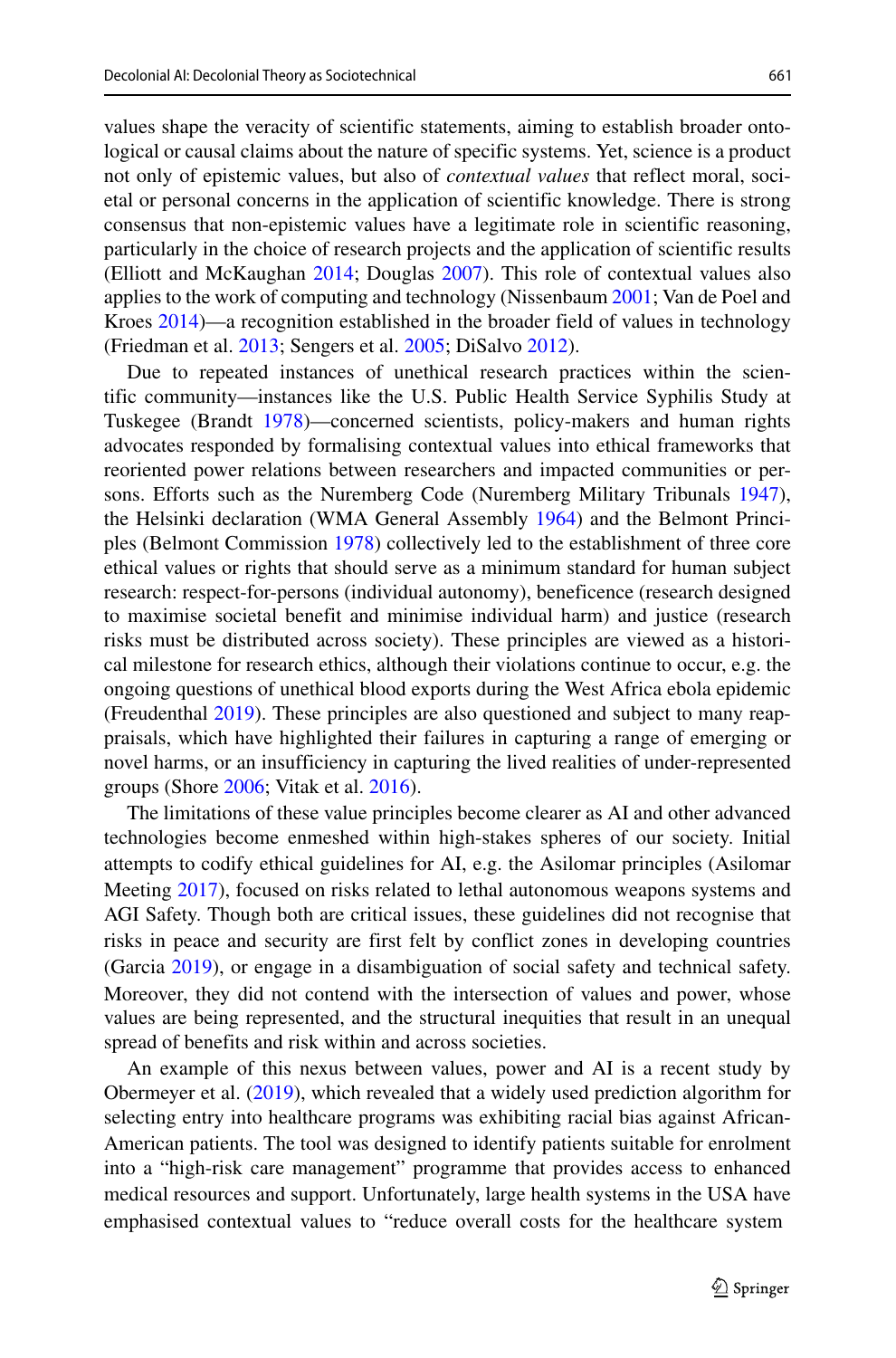values shape the veracity of scientific statements, aiming to establish broader ontological or causal claims about the nature of specific systems. Yet, science is a product not only of epistemic values, but also of *contextual values* that reflect moral, societal or personal concerns in the application of scientific knowledge. There is strong consensus that non-epistemic values have a legitimate role in scientific reasoning, particularly in the choice of research projects and the application of scientific results (Elliott and McKaughan 2014; Douglas 2007). This role of contextual values also applies to the work of computing and technology (Nissenbaum 2001; Van de Poel and Kroes 2014)—a recognition established in the broader field of values in technology (Friedman et al. 2013; Sengers et al. 2005; DiSalvo 2012).

Due to repeated instances of unethical research practices within the scientific community—instances like the U.S. Public Health Service Syphilis Study at Tuskegee (Brandt 1978)—concerned scientists, policy-makers and human rights advocates responded by formalising contextual values into ethical frameworks that reoriented power relations between researchers and impacted communities or persons. Efforts such as the Nuremberg Code (Nuremberg Military Tribunals 1947), the Helsinki declaration (WMA General Assembly 1964) and the Belmont Principles (Belmont Commission 1978) collectively led to the establishment of three core ethical values or rights that should serve as a minimum standard for human subject research: respect-for-persons (individual autonomy), beneficence (research designed to maximise societal benefit and minimise individual harm) and justice (research risks must be distributed across society). These principles are viewed as a historical milestone for research ethics, although their violations continue to occur, e.g. the ongoing questions of unethical blood exports during the West Africa ebola epidemic (Freudenthal 2019). These principles are also questioned and subject to many reappraisals, which have highlighted their failures in capturing a range of emerging or novel harms, or an insufficiency in capturing the lived realities of under-represented groups (Shore 2006; Vitak et al. 2016).

The limitations of these value principles become clearer as AI and other advanced technologies become enmeshed within high-stakes spheres of our society. Initial attempts to codify ethical guidelines for AI, e.g. the Asilomar principles (Asilomar Meeting 2017), focused on risks related to lethal autonomous weapons systems and AGI Safety. Though both are critical issues, these guidelines did not recognise that risks in peace and security are first felt by conflict zones in developing countries (Garcia 2019), or engage in a disambiguation of social safety and technical safety. Moreover, they did not contend with the intersection of values and power, whose values are being represented, and the structural inequities that result in an unequal spread of benefits and risk within and across societies.

An example of this nexus between values, power and AI is a recent study by Obermeyer et al. (2019), which revealed that a widely used prediction algorithm for selecting entry into healthcare programs was exhibiting racial bias against African-American patients. The tool was designed to identify patients suitable for enrolment into a "high-risk care management" programme that provides access to enhanced medical resources and support. Unfortunately, large health systems in the USA have emphasised contextual values to "reduce overall costs for the healthcare system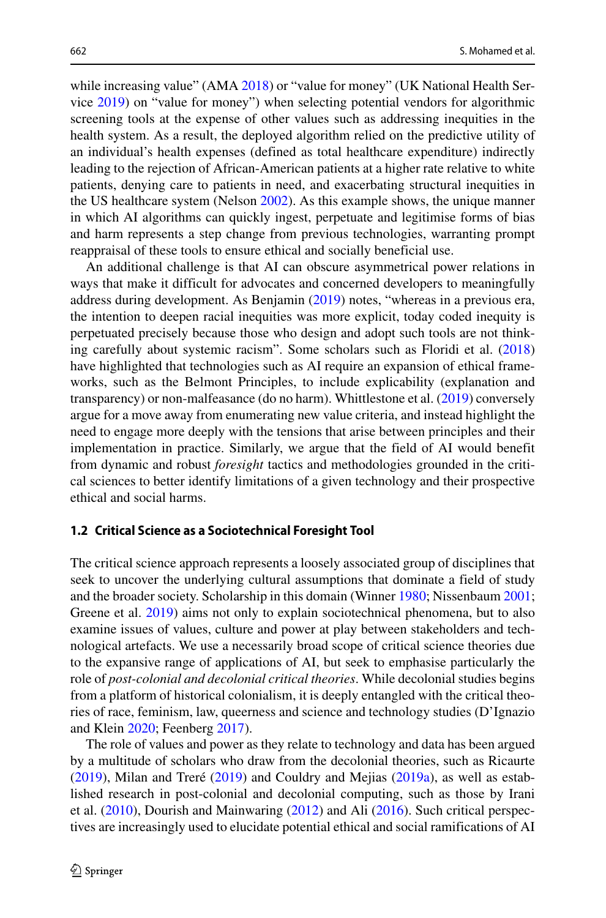while increasing value" (AMA 2018) or "value for money" (UK National Health Service 2019) on "value for money") when selecting potential vendors for algorithmic screening tools at the expense of other values such as addressing inequities in the health system. As a result, the deployed algorithm relied on the predictive utility of an individual's health expenses (defined as total healthcare expenditure) indirectly leading to the rejection of African-American patients at a higher rate relative to white patients, denying care to patients in need, and exacerbating structural inequities in the US healthcare system (Nelson 2002). As this example shows, the unique manner in which AI algorithms can quickly ingest, perpetuate and legitimise forms of bias and harm represents a step change from previous technologies, warranting prompt reappraisal of these tools to ensure ethical and socially beneficial use.

An additional challenge is that AI can obscure asymmetrical power relations in ways that make it difficult for advocates and concerned developers to meaningfully address during development. As Benjamin (2019) notes, "whereas in a previous era, the intention to deepen racial inequities was more explicit, today coded inequity is perpetuated precisely because those who design and adopt such tools are not thinking carefully about systemic racism". Some scholars such as Floridi et al. (2018) have highlighted that technologies such as AI require an expansion of ethical frameworks, such as the Belmont Principles, to include explicability (explanation and transparency) or non-malfeasance (do no harm). Whittlestone et al. (2019) conversely argue for a move away from enumerating new value criteria, and instead highlight the need to engage more deeply with the tensions that arise between principles and their implementation in practice. Similarly, we argue that the field of AI would benefit from dynamic and robust *foresight* tactics and methodologies grounded in the critical sciences to better identify limitations of a given technology and their prospective ethical and social harms.

### 1.2 Critical Science as a Sociotechnical Foresight Tool

The critical science approach represents a loosely associated group of disciplines that seek to uncover the underlying cultural assumptions that dominate a field of study and the broader society. Scholarship in this domain (Winner 1980; Nissenbaum 2001; Greene et al. 2019) aims not only to explain sociotechnical phenomena, but to also examine issues of values, culture and power at play between stakeholders and technological artefacts. We use a necessarily broad scope of critical science theories due to the expansive range of applications of AI, but seek to emphasise particularly the role of *post-colonial and decolonial critical theories*. While decolonial studies begins from a platform of historical colonialism, it is deeply entangled with the critical theories of race, feminism, law, queerness and science and technology studies (D'Ignazio and Klein 2020; Feenberg 2017).

The role of values and power as they relate to technology and data has been argued by a multitude of scholars who draw from the decolonial theories, such as Ricaurte (2019), Milan and Treré (2019) and Couldry and Mejias (2019a), as well as established research in post-colonial and decolonial computing, such as those by Irani et al. (2010), Dourish and Mainwaring (2012) and Ali (2016). Such critical perspectives are increasingly used to elucidate potential ethical and social ramifications of AI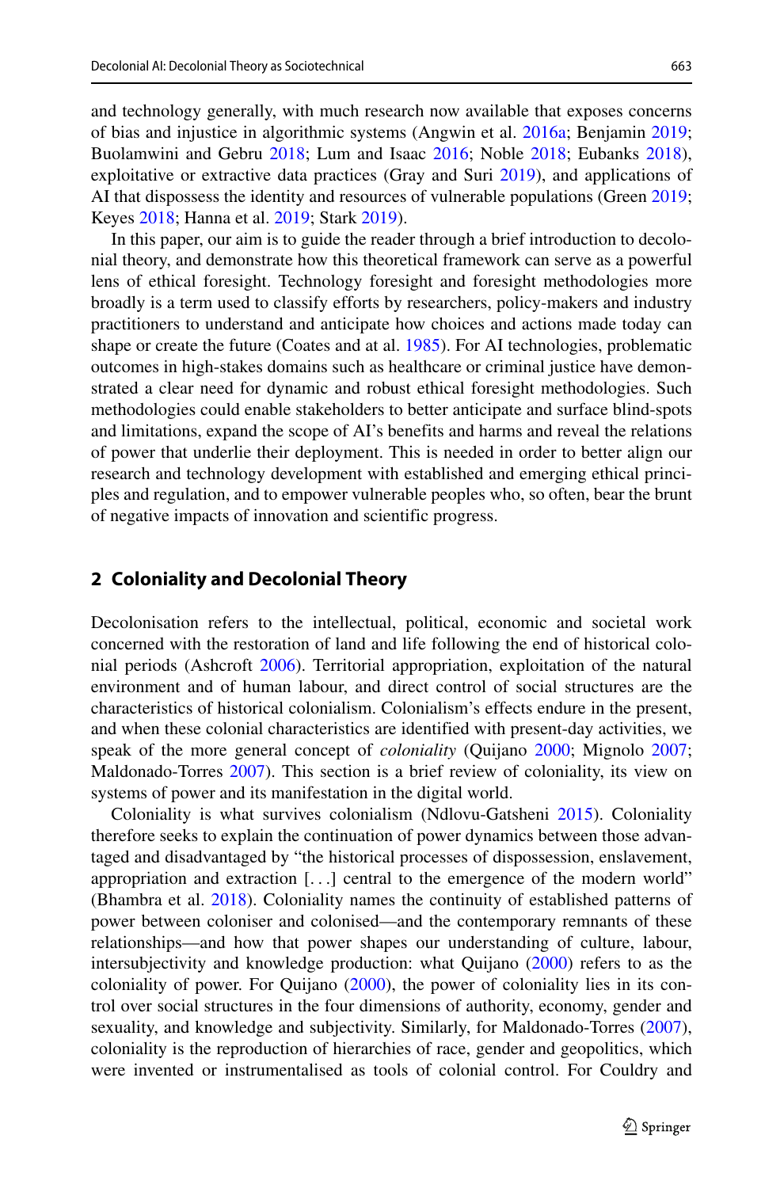and technology generally, with much research now available that exposes concerns of bias and injustice in algorithmic systems (Angwin et al. 2016a; Benjamin 2019; Buolamwini and Gebru 2018; Lum and Isaac 2016; Noble 2018; Eubanks 2018), exploitative or extractive data practices (Gray and Suri 2019), and applications of AI that dispossess the identity and resources of vulnerable populations (Green 2019; Keyes 2018; Hanna et al. 2019; Stark 2019).

In this paper, our aim is to guide the reader through a brief introduction to decolonial theory, and demonstrate how this theoretical framework can serve as a powerful lens of ethical foresight. Technology foresight and foresight methodologies more broadly is a term used to classify efforts by researchers, policy-makers and industry practitioners to understand and anticipate how choices and actions made today can shape or create the future (Coates and at al. 1985). For AI technologies, problematic outcomes in high-stakes domains such as healthcare or criminal justice have demonstrated a clear need for dynamic and robust ethical foresight methodologies. Such methodologies could enable stakeholders to better anticipate and surface blind-spots and limitations, expand the scope of AI's benefits and harms and reveal the relations of power that underlie their deployment. This is needed in order to better align our research and technology development with established and emerging ethical principles and regulation, and to empower vulnerable peoples who, so often, bear the brunt of negative impacts of innovation and scientific progress.

## 2 Coloniality and Decolonial Theory

Decolonisation refers to the intellectual, political, economic and societal work concerned with the restoration of land and life following the end of historical colonial periods (Ashcroft 2006). Territorial appropriation, exploitation of the natural environment and of human labour, and direct control of social structures are the characteristics of historical colonialism. Colonialism's effects endure in the present, and when these colonial characteristics are identified with present-day activities, we speak of the more general concept of *coloniality* (Quijano 2000; Mignolo 2007; Maldonado-Torres 2007). This section is a brief review of coloniality, its view on systems of power and its manifestation in the digital world.

Coloniality is what survives colonialism (Ndlovu-Gatsheni 2015). Coloniality therefore seeks to explain the continuation of power dynamics between those advantaged and disadvantaged by "the historical processes of dispossession, enslavement, appropriation and extraction [...] central to the emergence of the modern world" (Bhambra et al. 2018). Coloniality names the continuity of established patterns of power between coloniser and colonised—and the contemporary remnants of these relationships—and how that power shapes our understanding of culture, labour, intersubjectivity and knowledge production: what Quijano (2000) refers to as the coloniality of power. For Quijano (2000), the power of coloniality lies in its control over social structures in the four dimensions of authority, economy, gender and sexuality, and knowledge and subjectivity. Similarly, for Maldonado-Torres (2007), coloniality is the reproduction of hierarchies of race, gender and geopolitics, which were invented or instrumentalised as tools of colonial control. For Couldry and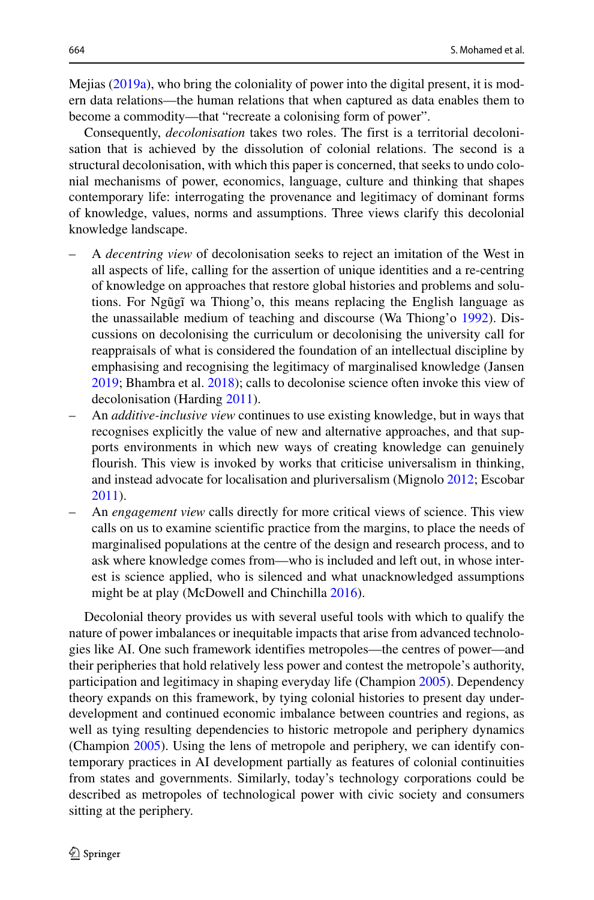Mejias (2019a), who bring the coloniality of power into the digital present, it is modern data relations—the human relations that when captured as data enables them to become a commodity—that "recreate a colonising form of power".

Consequently, *decolonisation* takes two roles. The first is a territorial decolonisation that is achieved by the dissolution of colonial relations. The second is a structural decolonisation, with which this paper is concerned, that seeks to undo colonial mechanisms of power, economics, language, culture and thinking that shapes contemporary life: interrogating the provenance and legitimacy of dominant forms of knowledge, values, norms and assumptions. Three views clarify this decolonial knowledge landscape.

- A *decentring view* of decolonisation seeks to reject an imitation of the West in all aspects of life, calling for the assertion of unique identities and a re-centring of knowledge on approaches that restore global histories and problems and solutions. For Ngũgĩ wa Thiong'o, this means replacing the English language as the unassailable medium of teaching and discourse (Wa Thiong'o 1992). Discussions on decolonising the curriculum or decolonising the university call for reappraisals of what is considered the foundation of an intellectual discipline by emphasising and recognising the legitimacy of marginalised knowledge (Jansen 2019; Bhambra et al. 2018); calls to decolonise science often invoke this view of decolonisation (Harding 2011).
- An *additive-inclusive view* continues to use existing knowledge, but in ways that recognises explicitly the value of new and alternative approaches, and that supports environments in which new ways of creating knowledge can genuinely flourish. This view is invoked by works that criticise universalism in thinking, and instead advocate for localisation and pluriversalism (Mignolo 2012; Escobar 2011).
- An *engagement view* calls directly for more critical views of science. This view calls on us to examine scientific practice from the margins, to place the needs of marginalised populations at the centre of the design and research process, and to ask where knowledge comes from—who is included and left out, in whose interest is science applied, who is silenced and what unacknowledged assumptions might be at play (McDowell and Chinchilla 2016).

Decolonial theory provides us with several useful tools with which to qualify the nature of power imbalances or inequitable impacts that arise from advanced technologies like AI. One such framework identifies metropoles—the centres of power—and their peripheries that hold relatively less power and contest the metropole's authority, participation and legitimacy in shaping everyday life (Champion 2005). Dependency theory expands on this framework, by tying colonial histories to present day underdevelopment and continued economic imbalance between countries and regions, as well as tying resulting dependencies to historic metropole and periphery dynamics (Champion 2005). Using the lens of metropole and periphery, we can identify contemporary practices in AI development partially as features of colonial continuities from states and governments. Similarly, today's technology corporations could be described as metropoles of technological power with civic society and consumers sitting at the periphery.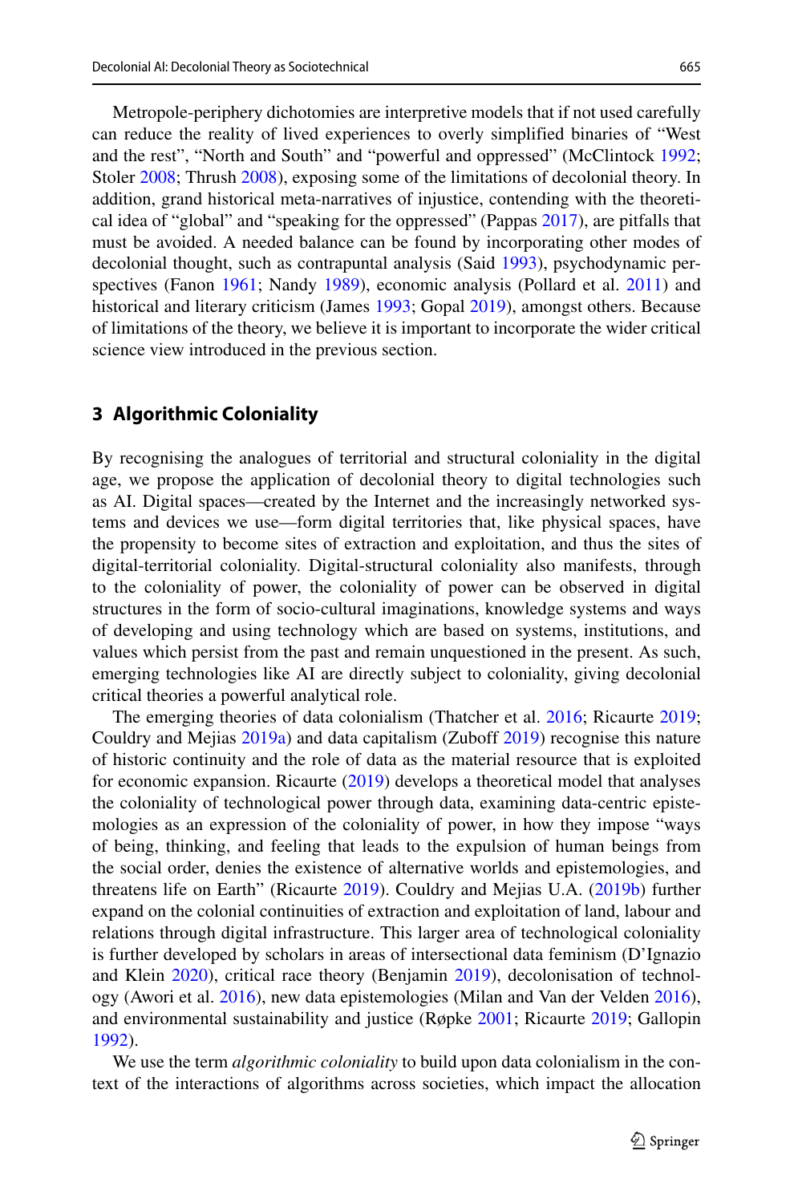Metropole-periphery dichotomies are interpretive models that if not used carefully can reduce the reality of lived experiences to overly simplified binaries of "West and the rest", "North and South" and "powerful and oppressed" (McClintock 1992; Stoler 2008; Thrush 2008), exposing some of the limitations of decolonial theory. In addition, grand historical meta-narratives of injustice, contending with the theoretical idea of "global" and "speaking for the oppressed" (Pappas 2017), are pitfalls that must be avoided. A needed balance can be found by incorporating other modes of decolonial thought, such as contrapuntal analysis (Said 1993), psychodynamic perspectives (Fanon 1961; Nandy 1989), economic analysis (Pollard et al. 2011) and historical and literary criticism (James 1993; Gopal 2019), amongst others. Because of limitations of the theory, we believe it is important to incorporate the wider critical science view introduced in the previous section.

## 3 Algorithmic Coloniality

By recognising the analogues of territorial and structural coloniality in the digital age, we propose the application of decolonial theory to digital technologies such as AI. Digital spaces—created by the Internet and the increasingly networked systems and devices we use—form digital territories that, like physical spaces, have the propensity to become sites of extraction and exploitation, and thus the sites of digital-territorial coloniality. Digital-structural coloniality also manifests, through to the coloniality of power, the coloniality of power can be observed in digital structures in the form of socio-cultural imaginations, knowledge systems and ways of developing and using technology which are based on systems, institutions, and values which persist from the past and remain unquestioned in the present. As such, emerging technologies like AI are directly subject to coloniality, giving decolonial critical theories a powerful analytical role.

The emerging theories of data colonialism (Thatcher et al. 2016; Ricaurte 2019; Couldry and Mejias 2019a) and data capitalism (Zuboff 2019) recognise this nature of historic continuity and the role of data as the material resource that is exploited for economic expansion. Ricaurte (2019) develops a theoretical model that analyses the coloniality of technological power through data, examining data-centric epistemologies as an expression of the coloniality of power, in how they impose "ways of being, thinking, and feeling that leads to the expulsion of human beings from the social order, denies the existence of alternative worlds and epistemologies, and threatens life on Earth" (Ricaurte 2019). Couldry and Mejias U.A. (2019b) further expand on the colonial continuities of extraction and exploitation of land, labour and relations through digital infrastructure. This larger area of technological coloniality is further developed by scholars in areas of intersectional data feminism (D'Ignazio and Klein 2020), critical race theory (Benjamin 2019), decolonisation of technology (Awori et al. 2016), new data epistemologies (Milan and Van der Velden 2016), and environmental sustainability and justice (Røpke 2001; Ricaurte 2019; Gallopin 1992).

We use the term *algorithmic coloniality* to build upon data colonialism in the context of the interactions of algorithms across societies, which impact the allocation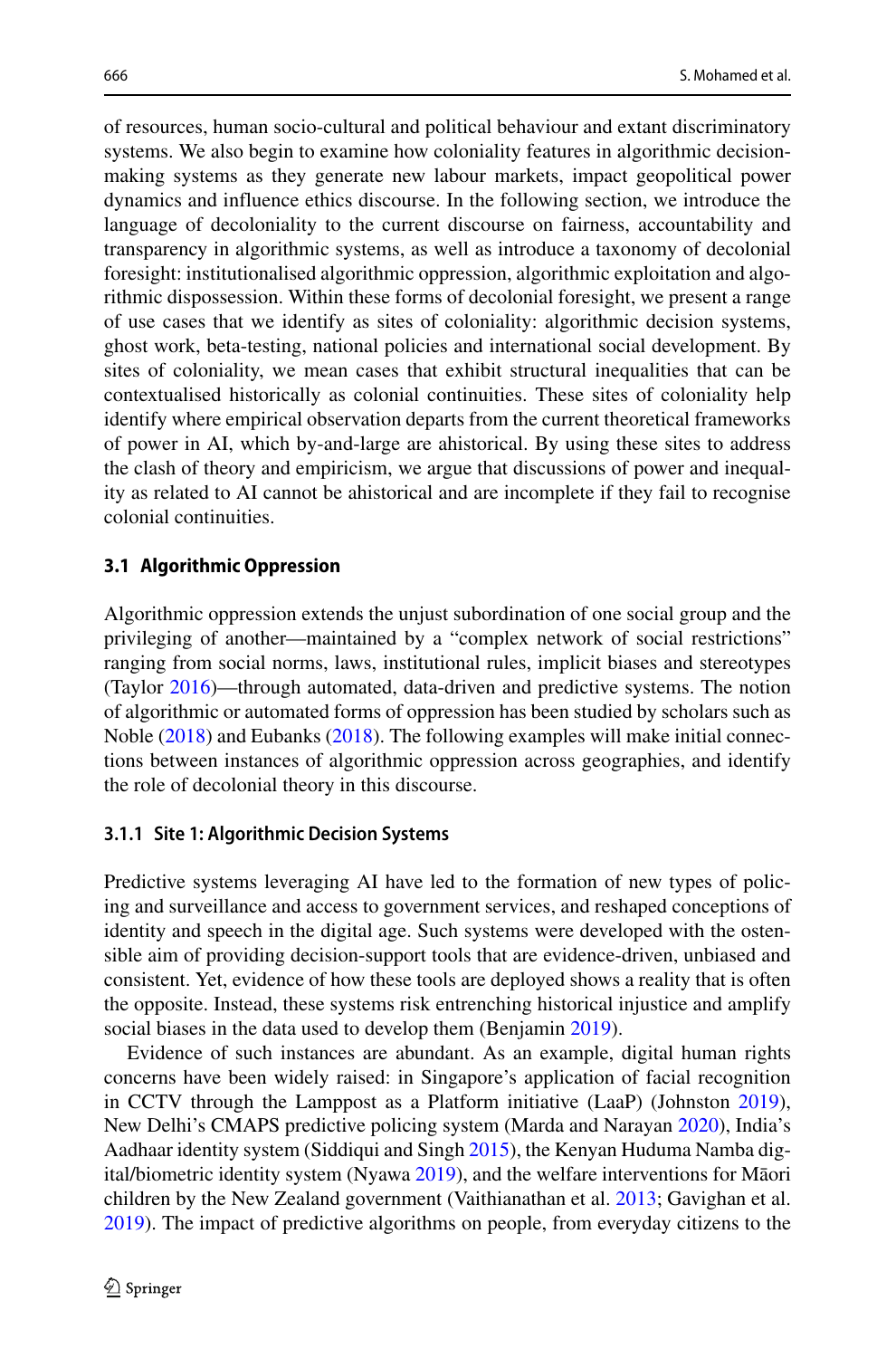of resources, human socio-cultural and political behaviour and extant discriminatory systems. We also begin to examine how coloniality features in algorithmic decision-making systems as they generate new labour markets, impact geopolitical power dynamics and influence ethics discourse. In the following section, we introduce the language of decoloniality to the current discourse on fairness, accountability and transparency in algorithmic systems, as well as introduce a taxonomy of decolonial foresight: institutionalised algorithmic oppression, algorithmic exploitation and algorithmic dispossession. Within these forms of decolonial foresight, we present a range of use cases that we identify as sites of coloniality: algorithmic decision systems, ghost work, beta-testing, national policies and international social development. By sites of coloniality, we mean cases that exhibit structural inequalities that can be contextualised historically as colonial continuities. These sites of coloniality help identify where empirical observation departs from the current theoretical frameworks of power in AI, which by-and-large are ahistorical. By using these sites to address the clash of theory and empiricism, we argue that discussions of power and inequality as related to AI cannot be ahistorical and are incomplete if they fail to recognise colonial continuities.

### 3.1 Algorithmic Oppression

Algorithmic oppression extends the unjust subordination of one social group and the privileging of another—maintained by a "complex network of social restrictions" ranging from social norms, laws, institutional rules, implicit biases and stereotypes (Taylor 2016)—through automated, data-driven and predictive systems. The notion of algorithmic or automated forms of oppression has been studied by scholars such as Noble (2018) and Eubanks (2018). The following examples will make initial connections between instances of algorithmic oppression across geographies, and identify the role of decolonial theory in this discourse.

#### 3.1.1 Site 1: Algorithmic Decision Systems

Predictive systems leveraging AI have led to the formation of new types of policing and surveillance and access to government services, and reshaped conceptions of identity and speech in the digital age. Such systems were developed with the ostensible aim of providing decision-support tools that are evidence-driven, unbiased and consistent. Yet, evidence of how these tools are deployed shows a reality that is often the opposite. Instead, these systems risk entrenching historical injustice and amplify social biases in the data used to develop them (Benjamin 2019).

Evidence of such instances are abundant. As an example, digital human rights concerns have been widely raised: in Singapore's application of facial recognition in CCTV through the Lamppost as a Platform initiative (LaaP) (Johnston 2019), New Delhi's CMAPS predictive policing system (Marda and Narayan 2020), India's Aadhaar identity system (Siddiqui and Singh 2015), the Kenyan Huduma Namba digital/biometric identity system (Nyawa 2019), and the welfare interventions for Māori children by the New Zealand government (Vaithianathan et al. 2013; Gavighan et al. 2019). The impact of predictive algorithms on people, from everyday citizens to the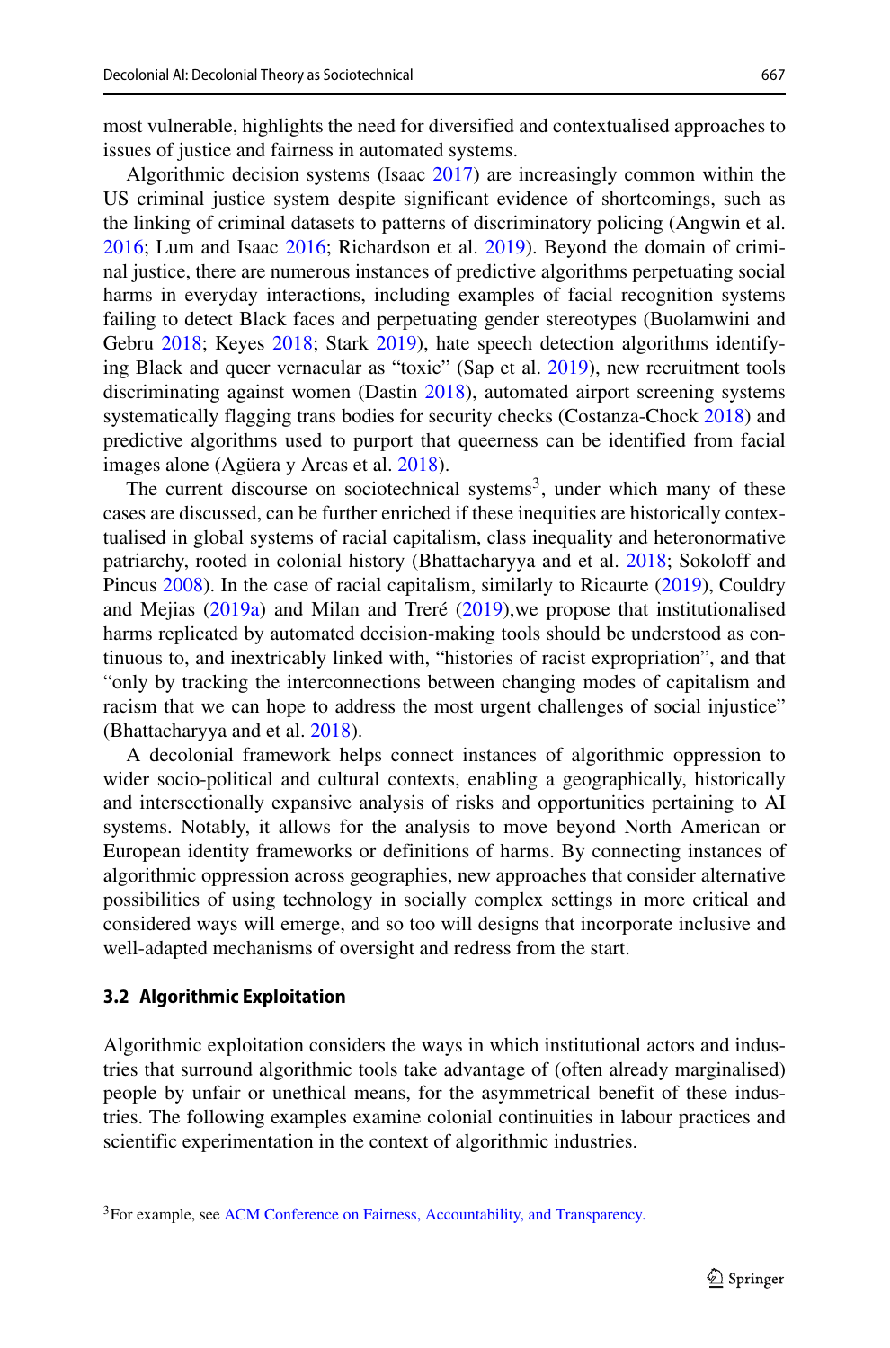most vulnerable, highlights the need for diversified and contextualised approaches to issues of justice and fairness in automated systems.

Algorithmic decision systems (Isaac 2017) are increasingly common within the US criminal justice system despite significant evidence of shortcomings, such as the linking of criminal datasets to patterns of discriminatory policing (Angwin et al. 2016; Lum and Isaac 2016; Richardson et al. 2019). Beyond the domain of criminal justice, there are numerous instances of predictive algorithms perpetuating social harms in everyday interactions, including examples of facial recognition systems failing to detect Black faces and perpetuating gender stereotypes (Buolamwini and Gebru 2018; Keyes 2018; Stark 2019), hate speech detection algorithms identifying Black and queer vernacular as "toxic" (Sap et al. 2019), new recruitment tools discriminating against women (Dastin 2018), automated airport screening systems systematically flagging trans bodies for security checks (Costanza-Chock 2018) and predictive algorithms used to purport that queerness can be identified from facial images alone (Agüera y Arcas et al. 2018).

The current discourse on sociotechnical systems[3], under which many of these cases are discussed, can be further enriched if these inequities are historically contextualised in global systems of racial capitalism, class inequality and heteronormative patriarchy, rooted in colonial history (Bhattacharyya and et al. 2018; Sokoloff and Pincus 2008). In the case of racial capitalism, similarly to Ricaurte (2019), Couldry and Mejias (2019a) and Milan and Treré (2019),we propose that institutionalised harms replicated by automated decision-making tools should be understood as continuous to, and inextricably linked with, "histories of racist expropriation", and that "only by tracking the interconnections between changing modes of capitalism and racism that we can hope to address the most urgent challenges of social injustice" (Bhattacharyya and et al. 2018).

A decolonial framework helps connect instances of algorithmic oppression to wider socio-political and cultural contexts, enabling a geographically, historically and intersectionally expansive analysis of risks and opportunities pertaining to AI systems. Notably, it allows for the analysis to move beyond North American or European identity frameworks or definitions of harms. By connecting instances of algorithmic oppression across geographies, new approaches that consider alternative possibilities of using technology in socially complex settings in more critical and considered ways will emerge, and so too will designs that incorporate inclusive and well-adapted mechanisms of oversight and redress from the start.

### 3.2 Algorithmic Exploitation

Algorithmic exploitation considers the ways in which institutional actors and industries that surround algorithmic tools take advantage of (often already marginalised) people by unfair or unethical means, for the asymmetrical benefit of these industries. The following examples examine colonial continuities in labour practices and scientific experimentation in the context of algorithmic industries.

[3] For example, see ACM Conference on Fairness, Accountability, and Transparency.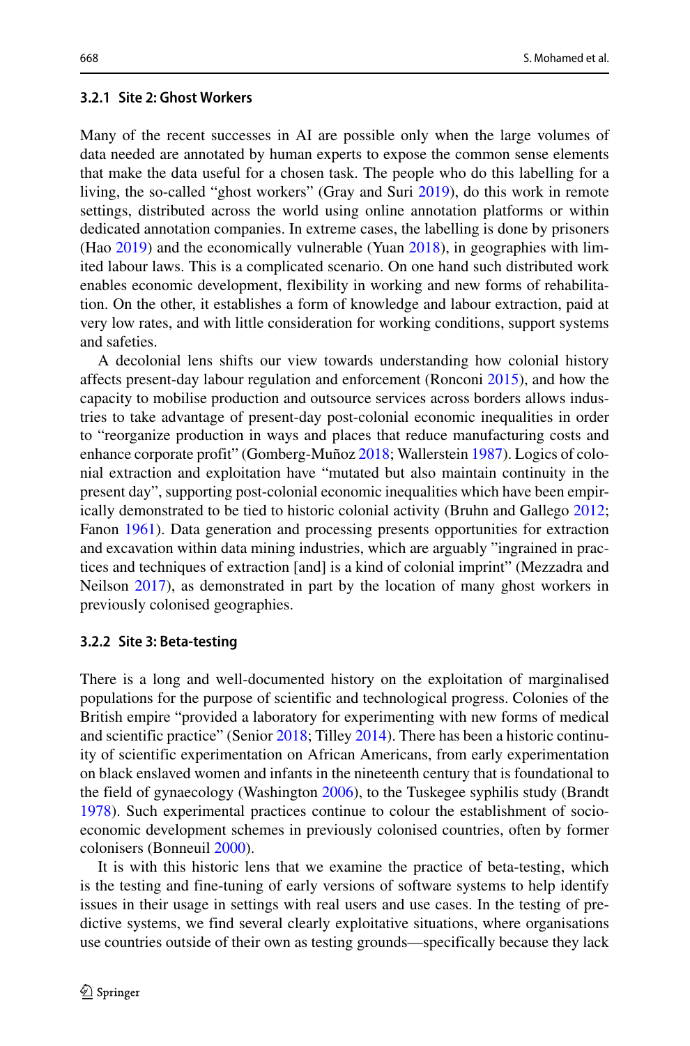### 3.2.1 Site 2: Ghost Workers

Many of the recent successes in AI are possible only when the large volumes of data needed are annotated by human experts to expose the common sense elements that make the data useful for a chosen task. The people who do this labelling for a living, the so-called "ghost workers" (Gray and Suri 2019), do this work in remote settings, distributed across the world using online annotation platforms or within dedicated annotation companies. In extreme cases, the labelling is done by prisoners (Hao 2019) and the economically vulnerable (Yuan 2018), in geographies with limited labour laws. This is a complicated scenario. On one hand such distributed work enables economic development, flexibility in working and new forms of rehabilitation. On the other, it establishes a form of knowledge and labour extraction, paid at very low rates, and with little consideration for working conditions, support systems and safeties.

A decolonial lens shifts our view towards understanding how colonial history affects present-day labour regulation and enforcement (Ronconi 2015), and how the capacity to mobilise production and outsource services across borders allows industries to take advantage of present-day post-colonial economic inequalities in order to "reorganize production in ways and places that reduce manufacturing costs and enhance corporate profit" (Gomberg-Muñoz 2018; Wallerstein 1987). Logics of colonial extraction and exploitation have "mutated but also maintain continuity in the present day", supporting post-colonial economic inequalities which have been empirically demonstrated to be tied to historic colonial activity (Bruhn and Gallego 2012; Fanon 1961). Data generation and processing presents opportunities for extraction and excavation within data mining industries, which are arguably "ingrained in practices and techniques of extraction [and] is a kind of colonial imprint" (Mezzadra and Neilson 2017), as demonstrated in part by the location of many ghost workers in previously colonised geographies.

### 3.2.2 Site 3: Beta-testing

There is a long and well-documented history on the exploitation of marginalised populations for the purpose of scientific and technological progress. Colonies of the British empire "provided a laboratory for experimenting with new forms of medical and scientific practice" (Senior 2018; Tilley 2014). There has been a historic continuity of scientific experimentation on African Americans, from early experimentation on black enslaved women and infants in the nineteenth century that is foundational to the field of gynaecology (Washington 2006), to the Tuskegee syphilis study (Brandt 1978). Such experimental practices continue to colour the establishment of socio-economic development schemes in previously colonised countries, often by former colonisers (Bonneuil 2000).

It is with this historic lens that we examine the practice of beta-testing, which is the testing and fine-tuning of early versions of software systems to help identify issues in their usage in settings with real users and use cases. In the testing of predictive systems, we find several clearly exploitative situations, where organisations use countries outside of their own as testing grounds—specifically because they lack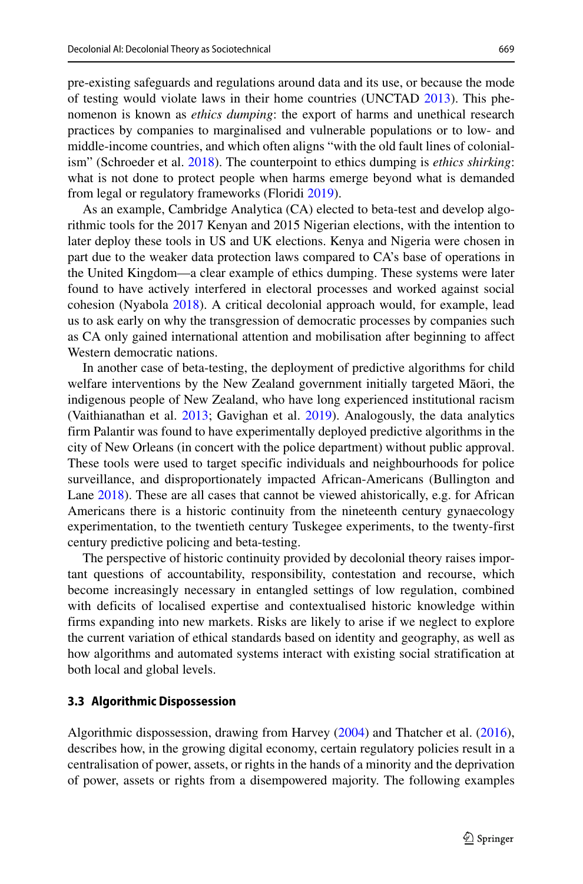pre-existing safeguards and regulations around data and its use, or because the mode of testing would violate laws in their home countries (UNCTAD 2013). This phenomenon is known as *ethics dumping*: the export of harms and unethical research practices by companies to marginalised and vulnerable populations or to low- and middle-income countries, and which often aligns "with the old fault lines of colonialism" (Schroeder et al. 2018). The counterpoint to ethics dumping is *ethics shirking*: what is not done to protect people when harms emerge beyond what is demanded from legal or regulatory frameworks (Floridi 2019).

As an example, Cambridge Analytica (CA) elected to beta-test and develop algorithmic tools for the 2017 Kenyan and 2015 Nigerian elections, with the intention to later deploy these tools in US and UK elections. Kenya and Nigeria were chosen in part due to the weaker data protection laws compared to CA's base of operations in the United Kingdom—a clear example of ethics dumping. These systems were later found to have actively interfered in electoral processes and worked against social cohesion (Nyabola 2018). A critical decolonial approach would, for example, lead us to ask early on why the transgression of democratic processes by companies such as CA only gained international attention and mobilisation after beginning to affect Western democratic nations.

In another case of beta-testing, the deployment of predictive algorithms for child welfare interventions by the New Zealand government initially targeted Māori, the indigenous people of New Zealand, who have long experienced institutional racism (Vaithianathan et al. 2013; Gavighan et al. 2019). Analogously, the data analytics firm Palantir was found to have experimentally deployed predictive algorithms in the city of New Orleans (in concert with the police department) without public approval. These tools were used to target specific individuals and neighbourhoods for police surveillance, and disproportionately impacted African-Americans (Bullington and Lane 2018). These are all cases that cannot be viewed ahistorically, e.g. for African Americans there is a historic continuity from the nineteenth century gynaecology experimentation, to the twentieth century Tuskegee experiments, to the twenty-first century predictive policing and beta-testing.

The perspective of historic continuity provided by decolonial theory raises important questions of accountability, responsibility, contestation and recourse, which become increasingly necessary in entangled settings of low regulation, combined with deficits of localised expertise and contextualised historic knowledge within firms expanding into new markets. Risks are likely to arise if we neglect to explore the current variation of ethical standards based on identity and geography, as well as how algorithms and automated systems interact with existing social stratification at both local and global levels.

### 3.3 Algorithmic Dispossession

Algorithmic dispossession, drawing from Harvey (2004) and Thatcher et al. (2016), describes how, in the growing digital economy, certain regulatory policies result in a centralisation of power, assets, or rights in the hands of a minority and the deprivation of power, assets or rights from a disempowered majority. The following examples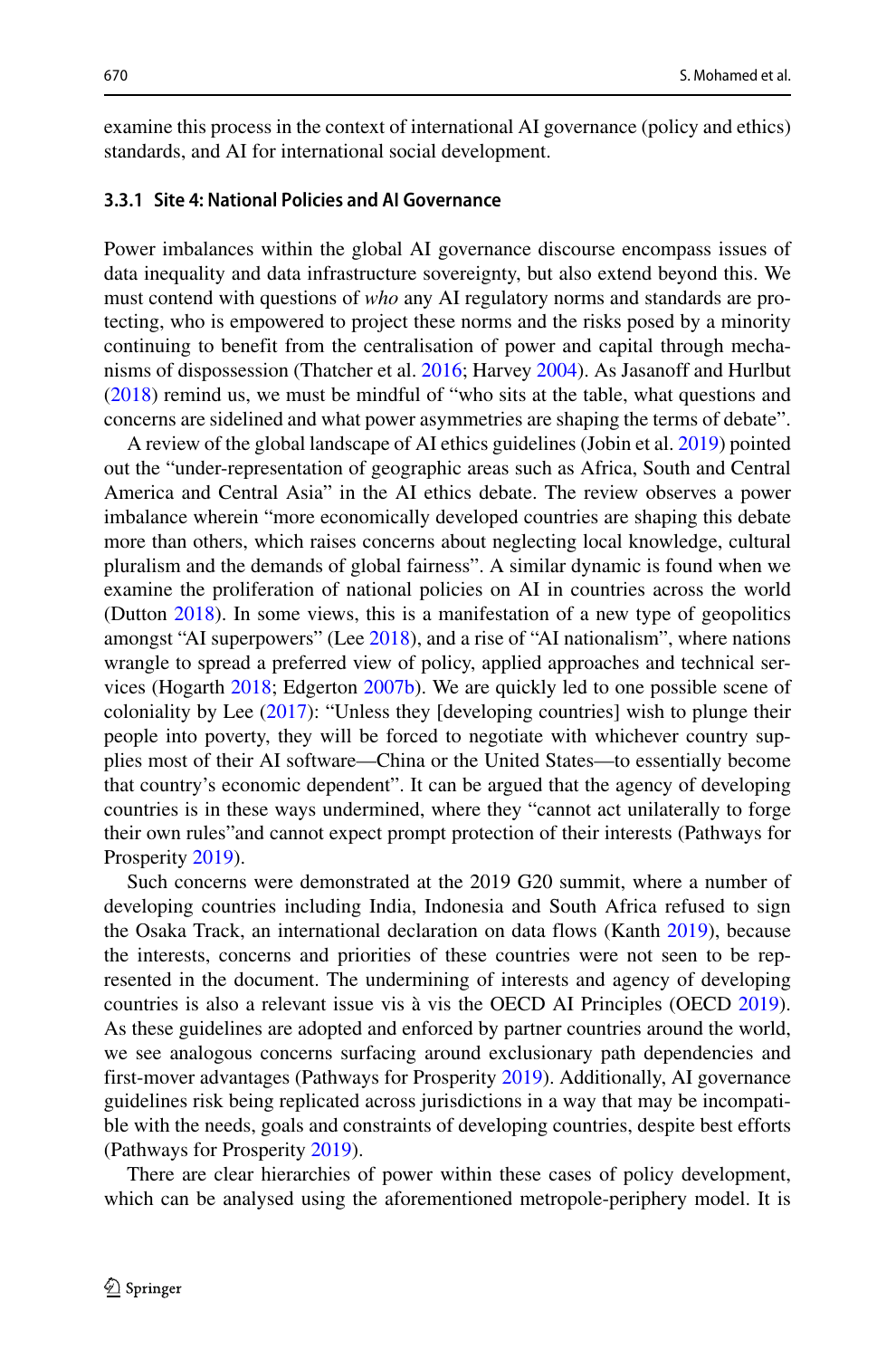examine this process in the context of international AI governance (policy and ethics) standards, and AI for international social development.

#### 3.3.1 Site 4: National Policies and AI Governance

Power imbalances within the global AI governance discourse encompass issues of data inequality and data infrastructure sovereignty, but also extend beyond this. We must contend with questions of *who* any AI regulatory norms and standards are protecting, who is empowered to project these norms and the risks posed by a minority continuing to benefit from the centralisation of power and capital through mechanisms of dispossession (Thatcher et al. 2016; Harvey 2004). As Jasanoff and Hurlbut (2018) remind us, we must be mindful of "who sits at the table, what questions and concerns are sidelined and what power asymmetries are shaping the terms of debate".

A review of the global landscape of AI ethics guidelines (Jobin et al. 2019) pointed out the "under-representation of geographic areas such as Africa, South and Central America and Central Asia" in the AI ethics debate. The review observes a power imbalance wherein "more economically developed countries are shaping this debate more than others, which raises concerns about neglecting local knowledge, cultural pluralism and the demands of global fairness". A similar dynamic is found when we examine the proliferation of national policies on AI in countries across the world (Dutton 2018). In some views, this is a manifestation of a new type of geopolitics amongst "AI superpowers" (Lee 2018), and a rise of "AI nationalism", where nations wrangle to spread a preferred view of policy, applied approaches and technical services (Hogarth 2018; Edgerton 2007b). We are quickly led to one possible scene of coloniality by Lee (2017): "Unless they [developing countries] wish to plunge their people into poverty, they will be forced to negotiate with whichever country supplies most of their AI software—China or the United States—to essentially become that country's economic dependent". It can be argued that the agency of developing countries is in these ways undermined, where they "cannot act unilaterally to forge their own rules"and cannot expect prompt protection of their interests (Pathways for Prosperity 2019).

Such concerns were demonstrated at the 2019 G20 summit, where a number of developing countries including India, Indonesia and South Africa refused to sign the Osaka Track, an international declaration on data flows (Kanth 2019), because the interests, concerns and priorities of these countries were not seen to be represented in the document. The undermining of interests and agency of developing countries is also a relevant issue vis à vis the OECD AI Principles (OECD 2019). As these guidelines are adopted and enforced by partner countries around the world, we see analogous concerns surfacing around exclusionary path dependencies and first-mover advantages (Pathways for Prosperity 2019). Additionally, AI governance guidelines risk being replicated across jurisdictions in a way that may be incompatible with the needs, goals and constraints of developing countries, despite best efforts (Pathways for Prosperity 2019).

There are clear hierarchies of power within these cases of policy development, which can be analysed using the aforementioned metropole-periphery model. It is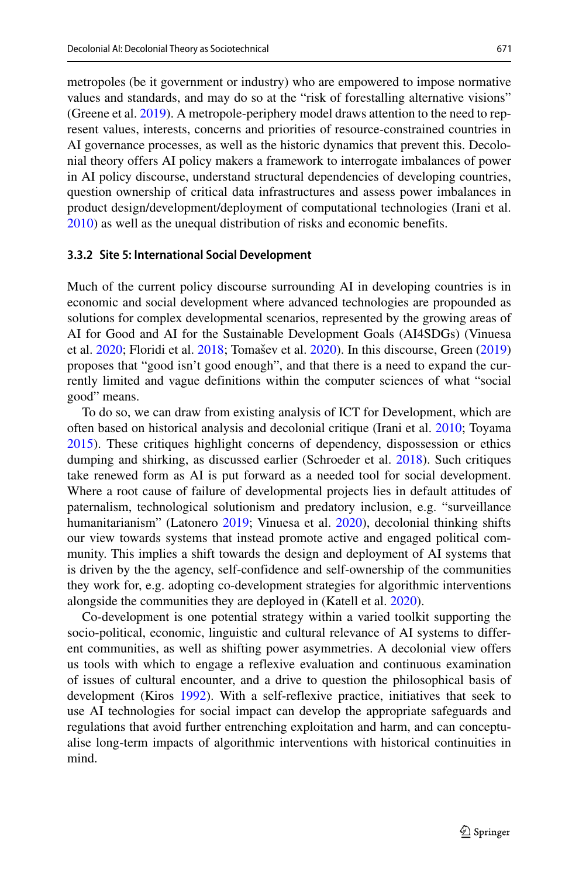metropoles (be it government or industry) who are empowered to impose normative values and standards, and may do so at the "risk of forestalling alternative visions" (Greene et al. 2019). A metropole-periphery model draws attention to the need to represent values, interests, concerns and priorities of resource-constrained countries in AI governance processes, as well as the historic dynamics that prevent this. Decolonial theory offers AI policy makers a framework to interrogate imbalances of power in AI policy discourse, understand structural dependencies of developing countries, question ownership of critical data infrastructures and assess power imbalances in product design/development/deployment of computational technologies (Irani et al. 2010) as well as the unequal distribution of risks and economic benefits.

### 3.3.2 Site 5: International Social Development

Much of the current policy discourse surrounding AI in developing countries is in economic and social development where advanced technologies are propounded as solutions for complex developmental scenarios, represented by the growing areas of AI for Good and AI for the Sustainable Development Goals (AI4SDGs) (Vinuesa et al. 2020; Floridi et al. 2018; Tomašev et al. 2020). In this discourse, Green (2019) proposes that "good isn't good enough", and that there is a need to expand the currently limited and vague definitions within the computer sciences of what "social good" means.

To do so, we can draw from existing analysis of ICT for Development, which are often based on historical analysis and decolonial critique (Irani et al. 2010; Toyama 2015). These critiques highlight concerns of dependency, dispossession or ethics dumping and shirking, as discussed earlier (Schroeder et al. 2018). Such critiques take renewed form as AI is put forward as a needed tool for social development. Where a root cause of failure of developmental projects lies in default attitudes of paternalism, technological solutionism and predatory inclusion, e.g. "surveillance humanitarianism" (Latonero 2019; Vinuesa et al. 2020), decolonial thinking shifts our view towards systems that instead promote active and engaged political community. This implies a shift towards the design and deployment of AI systems that is driven by the the agency, self-confidence and self-ownership of the communities they work for, e.g. adopting co-development strategies for algorithmic interventions alongside the communities they are deployed in (Katell et al. 2020).

Co-development is one potential strategy within a varied toolkit supporting the socio-political, economic, linguistic and cultural relevance of AI systems to different communities, as well as shifting power asymmetries. A decolonial view offers us tools with which to engage a reflexive evaluation and continuous examination of issues of cultural encounter, and a drive to question the philosophical basis of development (Kiros 1992). With a self-reflexive practice, initiatives that seek to use AI technologies for social impact can develop the appropriate safeguards and regulations that avoid further entrenching exploitation and harm, and can conceptualise long-term impacts of algorithmic interventions with historical continuities in mind.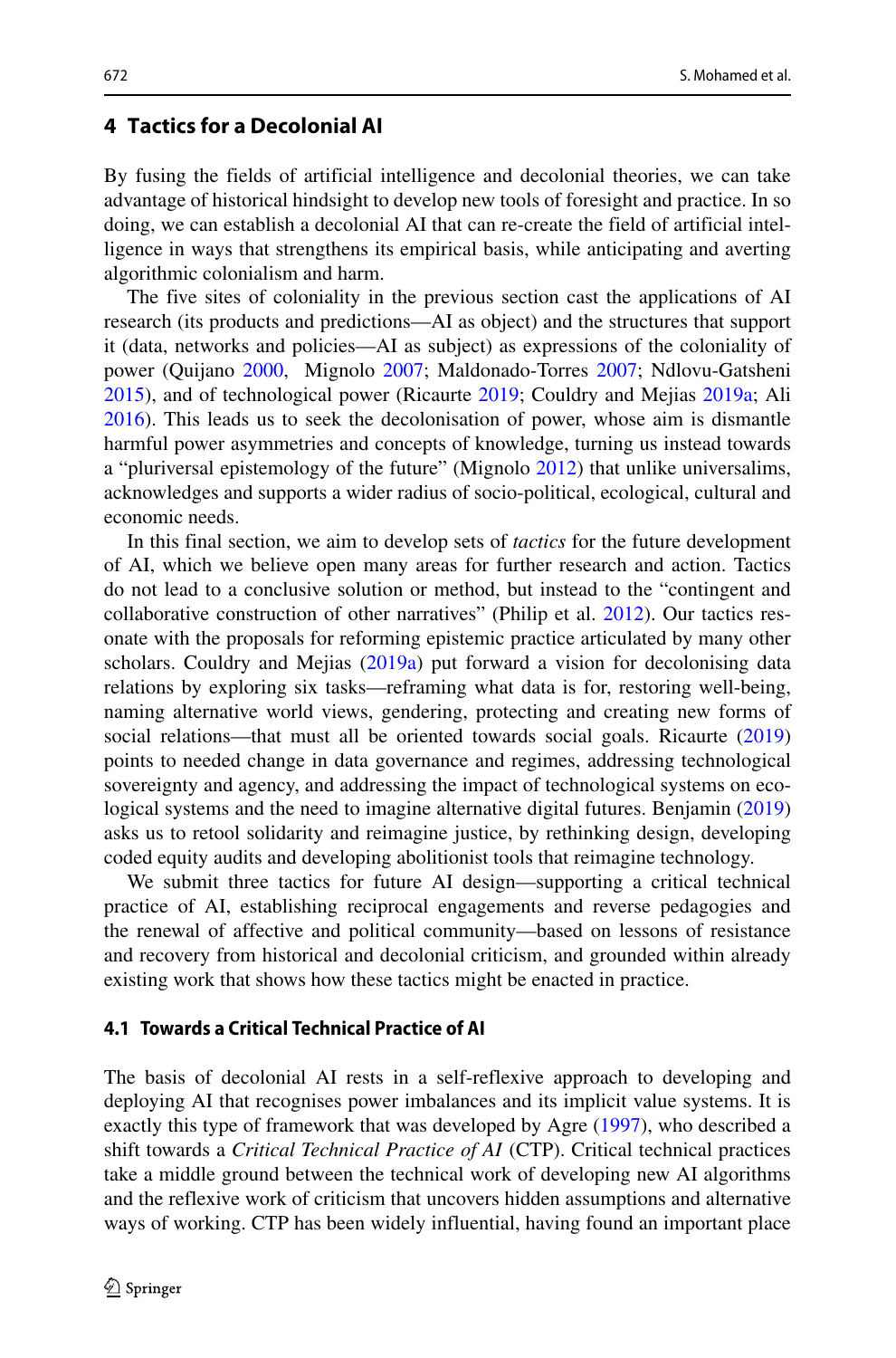## 4 Tactics for a Decolonial AI

By fusing the fields of artificial intelligence and decolonial theories, we can take advantage of historical hindsight to develop new tools of foresight and practice. In so doing, we can establish a decolonial AI that can re-create the field of artificial intelligence in ways that strengthens its empirical basis, while anticipating and averting algorithmic colonialism and harm.

The five sites of coloniality in the previous section cast the applications of AI research (its products and predictions—AI as object) and the structures that support it (data, networks and policies—AI as subject) as expressions of the coloniality of power (Quijano 2000, Mignolo 2007; Maldonado-Torres 2007; Ndlovu-Gatsheni 2015), and of technological power (Ricaurte 2019; Couldry and Mejias 2019a; Ali 2016). This leads us to seek the decolonisation of power, whose aim is dismantle harmful power asymmetries and concepts of knowledge, turning us instead towards a "pluriversal epistemology of the future" (Mignolo 2012) that unlike universalims, acknowledges and supports a wider radius of socio-political, ecological, cultural and economic needs.

In this final section, we aim to develop sets of *tactics* for the future development of AI, which we believe open many areas for further research and action. Tactics do not lead to a conclusive solution or method, but instead to the "contingent and collaborative construction of other narratives" (Philip et al. 2012). Our tactics resonate with the proposals for reforming epistemic practice articulated by many other scholars. Couldry and Mejias (2019a) put forward a vision for decolonising data relations by exploring six tasks—reframing what data is for, restoring well-being, naming alternative world views, gendering, protecting and creating new forms of social relations—that must all be oriented towards social goals. Ricaurte (2019) points to needed change in data governance and regimes, addressing technological sovereignty and agency, and addressing the impact of technological systems on ecological systems and the need to imagine alternative digital futures. Benjamin (2019) asks us to retool solidarity and reimagine justice, by rethinking design, developing coded equity audits and developing abolitionist tools that reimagine technology.

We submit three tactics for future AI design—supporting a critical technical practice of AI, establishing reciprocal engagements and reverse pedagogies and the renewal of affective and political community—based on lessons of resistance and recovery from historical and decolonial criticism, and grounded within already existing work that shows how these tactics might be enacted in practice.

### 4.1 Towards a Critical Technical Practice of AI

The basis of decolonial AI rests in a self-reflexive approach to developing and deploying AI that recognises power imbalances and its implicit value systems. It is exactly this type of framework that was developed by Agre (1997), who described a shift towards a *Critical Technical Practice of AI* (CTP). Critical technical practices take a middle ground between the technical work of developing new AI algorithms and the reflexive work of criticism that uncovers hidden assumptions and alternative ways of working. CTP has been widely influential, having found an important place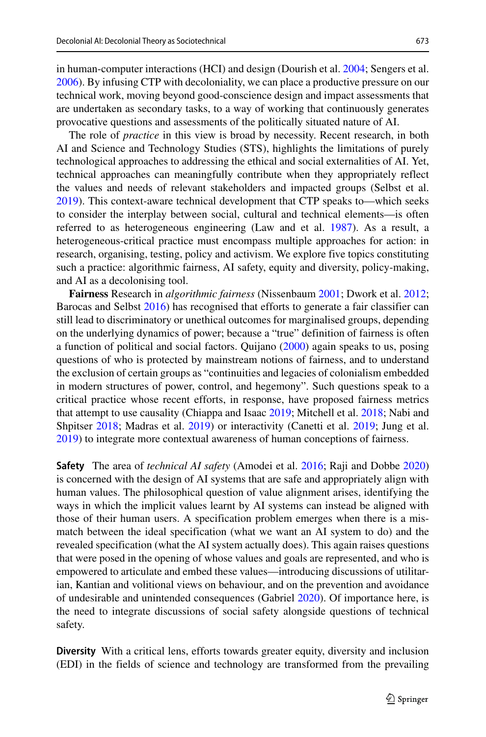in human-computer interactions (HCI) and design (Dourish et al. 2004; Sengers et al. 2006). By infusing CTP with decoloniality, we can place a productive pressure on our technical work, moving beyond good-conscience design and impact assessments that are undertaken as secondary tasks, to a way of working that continuously generates provocative questions and assessments of the politically situated nature of AI.

The role of *practice* in this view is broad by necessity. Recent research, in both AI and Science and Technology Studies (STS), highlights the limitations of purely technological approaches to addressing the ethical and social externalities of AI. Yet, technical approaches can meaningfully contribute when they appropriately reflect the values and needs of relevant stakeholders and impacted groups (Selbst et al. 2019). This context-aware technical development that CTP speaks to—which seeks to consider the interplay between social, cultural and technical elements—is often referred to as heterogeneous engineering (Law and et al. 1987). As a result, a heterogeneous-critical practice must encompass multiple approaches for action: in research, organising, testing, policy and activism. We explore five topics constituting such a practice: algorithmic fairness, AI safety, equity and diversity, policy-making, and AI as a decolonising tool.

**Fairness** Research in *algorithmic fairness* (Nissenbaum 2001; Dwork et al. 2012; Barocas and Selbst 2016) has recognised that efforts to generate a fair classifier can still lead to discriminatory or unethical outcomes for marginalised groups, depending on the underlying dynamics of power; because a "true" definition of fairness is often a function of political and social factors. Quijano (2000) again speaks to us, posing questions of who is protected by mainstream notions of fairness, and to understand the exclusion of certain groups as "continuities and legacies of colonialism embedded in modern structures of power, control, and hegemony". Such questions speak to a critical practice whose recent efforts, in response, have proposed fairness metrics that attempt to use causality (Chiappa and Isaac 2019; Mitchell et al. 2018; Nabi and Shpitser 2018; Madras et al. 2019) or interactivity (Canetti et al. 2019; Jung et al. 2019) to integrate more contextual awareness of human conceptions of fairness.

**Safety** The area of *technical AI safety* (Amodei et al. 2016; Raji and Dobbe 2020) is concerned with the design of AI systems that are safe and appropriately align with human values. The philosophical question of value alignment arises, identifying the ways in which the implicit values learnt by AI systems can instead be aligned with those of their human users. A specification problem emerges when there is a mismatch between the ideal specification (what we want an AI system to do) and the revealed specification (what the AI system actually does). This again raises questions that were posed in the opening of whose values and goals are represented, and who is empowered to articulate and embed these values—introducing discussions of utilitarian, Kantian and volitional views on behaviour, and on the prevention and avoidance of undesirable and unintended consequences (Gabriel 2020). Of importance here, is the need to integrate discussions of social safety alongside questions of technical safety.

**Diversity** With a critical lens, efforts towards greater equity, diversity and inclusion (EDI) in the fields of science and technology are transformed from the prevailing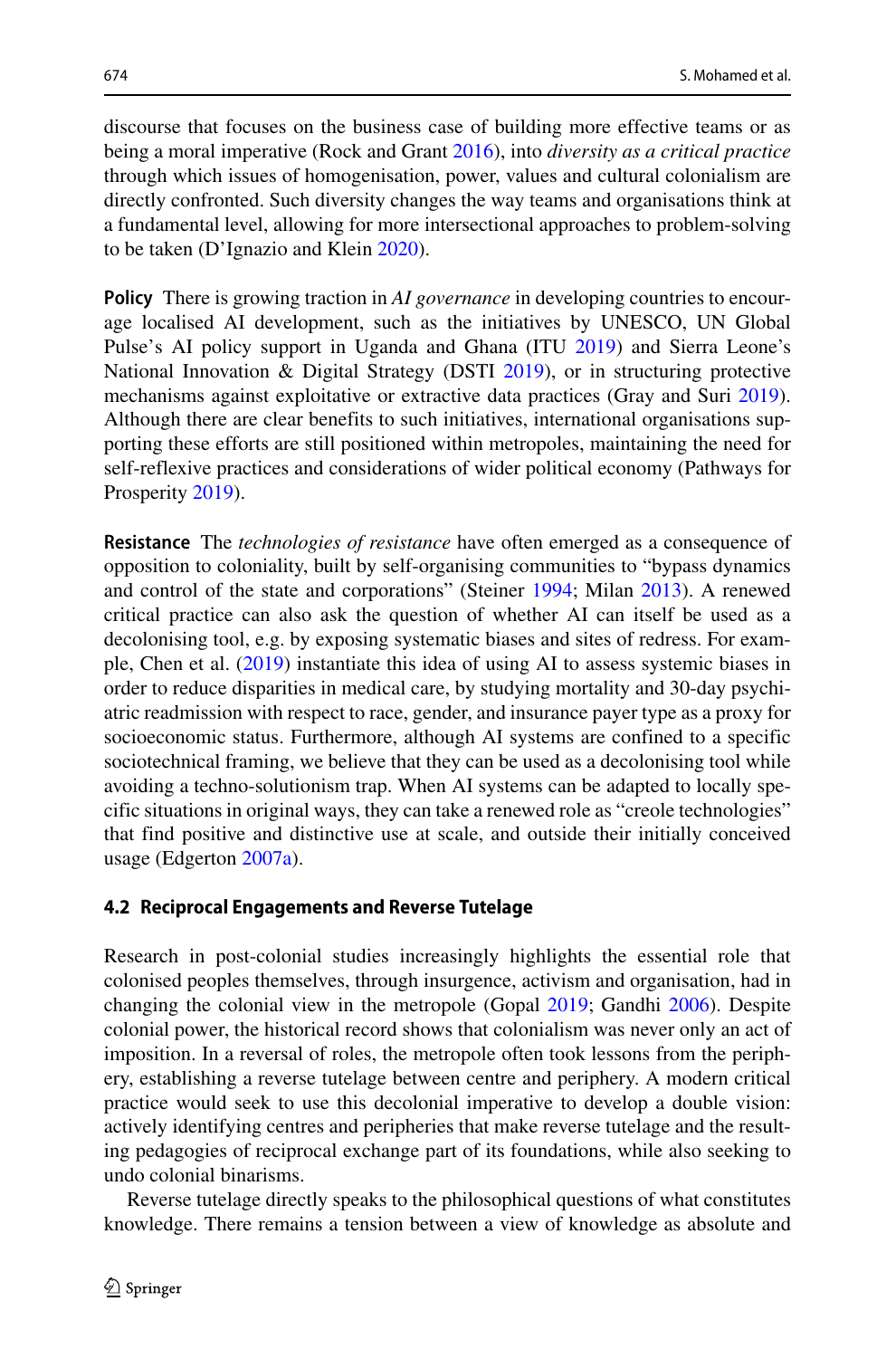discourse that focuses on the business case of building more effective teams or as being a moral imperative (Rock and Grant 2016), into *diversity as a critical practice* through which issues of homogenisation, power, values and cultural colonialism are directly confronted. Such diversity changes the way teams and organisations think at a fundamental level, allowing for more intersectional approaches to problem-solving to be taken (D'Ignazio and Klein 2020).

**Policy** There is growing traction in *AI governance* in developing countries to encourage localised AI development, such as the initiatives by UNESCO, UN Global Pulse's AI policy support in Uganda and Ghana (ITU 2019) and Sierra Leone's National Innovation & Digital Strategy (DSTI 2019), or in structuring protective mechanisms against exploitative or extractive data practices (Gray and Suri 2019). Although there are clear benefits to such initiatives, international organisations supporting these efforts are still positioned within metropoles, maintaining the need for self-reflexive practices and considerations of wider political economy (Pathways for Prosperity 2019).

**Resistance** The *technologies of resistance* have often emerged as a consequence of opposition to coloniality, built by self-organising communities to "bypass dynamics and control of the state and corporations" (Steiner 1994; Milan 2013). A renewed critical practice can also ask the question of whether AI can itself be used as a decolonising tool, e.g. by exposing systematic biases and sites of redress. For example, Chen et al. (2019) instantiate this idea of using AI to assess systemic biases in order to reduce disparities in medical care, by studying mortality and 30-day psychiatric readmission with respect to race, gender, and insurance payer type as a proxy for socioeconomic status. Furthermore, although AI systems are confined to a specific sociotechnical framing, we believe that they can be used as a decolonising tool while avoiding a techno-solutionism trap. When AI systems can be adapted to locally specific situations in original ways, they can take a renewed role as "creole technologies" that find positive and distinctive use at scale, and outside their initially conceived usage (Edgerton 2007a).

### 4.2 Reciprocal Engagements and Reverse Tutelage

Research in post-colonial studies increasingly highlights the essential role that colonised peoples themselves, through insurgence, activism and organisation, had in changing the colonial view in the metropole (Gopal 2019; Gandhi 2006). Despite colonial power, the historical record shows that colonialism was never only an act of imposition. In a reversal of roles, the metropole often took lessons from the periphery, establishing a reverse tutelage between centre and periphery. A modern critical practice would seek to use this decolonial imperative to develop a double vision: actively identifying centres and peripheries that make reverse tutelage and the resulting pedagogies of reciprocal exchange part of its foundations, while also seeking to undo colonial binarisms.

Reverse tutelage directly speaks to the philosophical questions of what constitutes knowledge. There remains a tension between a view of knowledge as absolute and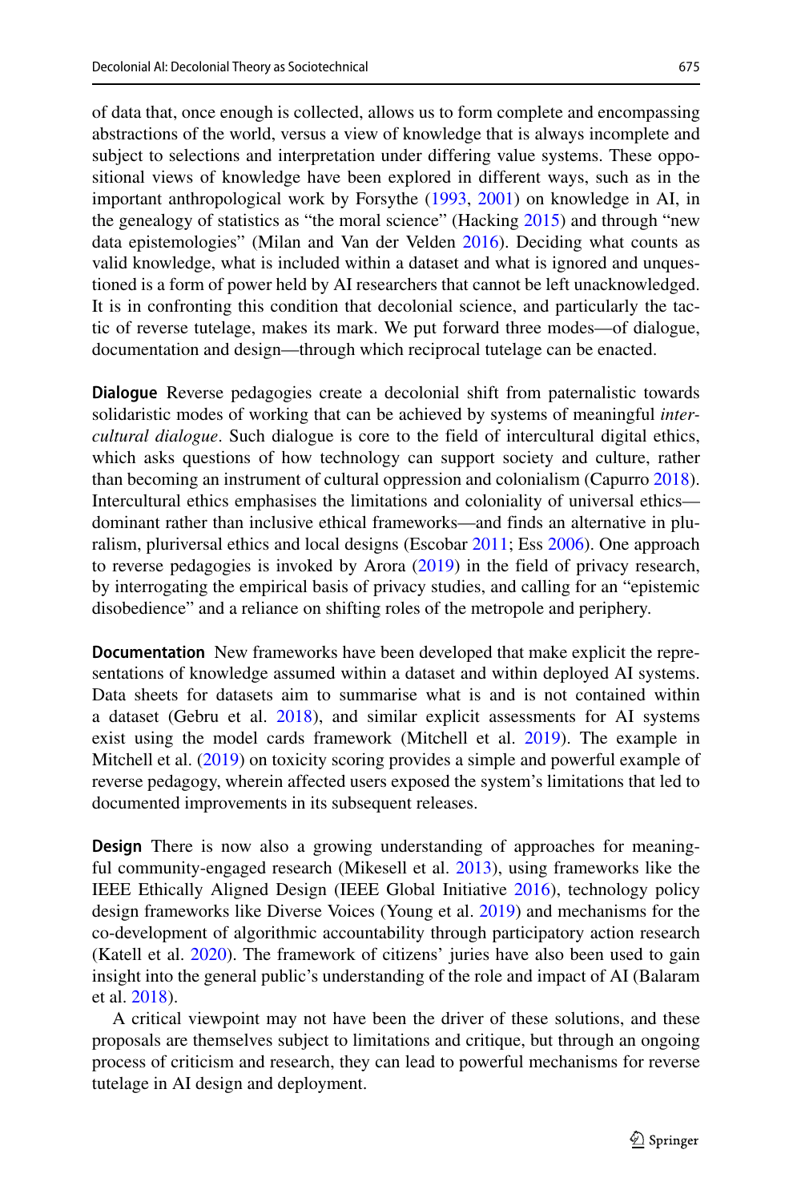of data that, once enough is collected, allows us to form complete and encompassing abstractions of the world, versus a view of knowledge that is always incomplete and subject to selections and interpretation under differing value systems. These oppositional views of knowledge have been explored in different ways, such as in the important anthropological work by Forsythe (1993, 2001) on knowledge in AI, in the genealogy of statistics as "the moral science" (Hacking 2015) and through "new data epistemologies" (Milan and Van der Velden 2016). Deciding what counts as valid knowledge, what is included within a dataset and what is ignored and unquestioned is a form of power held by AI researchers that cannot be left unacknowledged. It is in confronting this condition that decolonial science, and particularly the tactic of reverse tutelage, makes its mark. We put forward three modes—of dialogue, documentation and design—through which reciprocal tutelage can be enacted.

**Dialogue** Reverse pedagogies create a decolonial shift from paternalistic towards solidaristic modes of working that can be achieved by systems of meaningful *intercultural dialogue*. Such dialogue is core to the field of intercultural digital ethics, which asks questions of how technology can support society and culture, rather than becoming an instrument of cultural oppression and colonialism (Capurro 2018). Intercultural ethics emphasises the limitations and coloniality of universal ethics—dominant rather than inclusive ethical frameworks—and finds an alternative in pluralism, pluriversal ethics and local designs (Escobar 2011; Ess 2006). One approach to reverse pedagogies is invoked by Arora (2019) in the field of privacy research, by interrogating the empirical basis of privacy studies, and calling for an "epistemic disobedience" and a reliance on shifting roles of the metropole and periphery.

**Documentation** New frameworks have been developed that make explicit the representations of knowledge assumed within a dataset and within deployed AI systems. Data sheets for datasets aim to summarise what is and is not contained within a dataset (Gebru et al. 2018), and similar explicit assessments for AI systems exist using the model cards framework (Mitchell et al. 2019). The example in Mitchell et al. (2019) on toxicity scoring provides a simple and powerful example of reverse pedagogy, wherein affected users exposed the system's limitations that led to documented improvements in its subsequent releases.

**Design** There is now also a growing understanding of approaches for meaningful community-engaged research (Mikesell et al. 2013), using frameworks like the IEEE Ethically Aligned Design (IEEE Global Initiative 2016), technology policy design frameworks like Diverse Voices (Young et al. 2019) and mechanisms for the co-development of algorithmic accountability through participatory action research (Katell et al. 2020). The framework of citizens' juries have also been used to gain insight into the general public's understanding of the role and impact of AI (Balaram et al. 2018).

A critical viewpoint may not have been the driver of these solutions, and these proposals are themselves subject to limitations and critique, but through an ongoing process of criticism and research, they can lead to powerful mechanisms for reverse tutelage in AI design and deployment.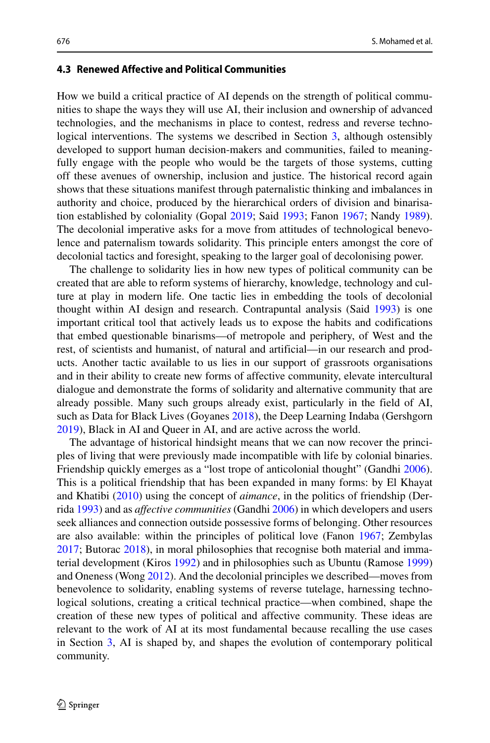### 4.3 Renewed Affective and Political Communities

How we build a critical practice of AI depends on the strength of political communities to shape the ways they will use AI, their inclusion and ownership of advanced technologies, and the mechanisms in place to contest, redress and reverse technological interventions. The systems we described in Section 3, although ostensibly developed to support human decision-makers and communities, failed to meaningfully engage with the people who would be the targets of those systems, cutting off these avenues of ownership, inclusion and justice. The historical record again shows that these situations manifest through paternalistic thinking and imbalances in authority and choice, produced by the hierarchical orders of division and binarisation established by coloniality (Gopal 2019; Said 1993; Fanon 1967; Nandy 1989). The decolonial imperative asks for a move from attitudes of technological benevolence and paternalism towards solidarity. This principle enters amongst the core of decolonial tactics and foresight, speaking to the larger goal of decolonising power.

The challenge to solidarity lies in how new types of political community can be created that are able to reform systems of hierarchy, knowledge, technology and culture at play in modern life. One tactic lies in embedding the tools of decolonial thought within AI design and research. Contrapuntal analysis (Said 1993) is one important critical tool that actively leads us to expose the habits and codifications that embed questionable binarisms—of metropole and periphery, of West and the rest, of scientists and humanist, of natural and artificial—in our research and products. Another tactic available to us lies in our support of grassroots organisations and in their ability to create new forms of affective community, elevate intercultural dialogue and demonstrate the forms of solidarity and alternative community that are already possible. Many such groups already exist, particularly in the field of AI, such as Data for Black Lives (Goyanes 2018), the Deep Learning Indaba (Gershgorn 2019), Black in AI and Queer in AI, and are active across the world.

The advantage of historical hindsight means that we can now recover the principles of living that were previously made incompatible with life by colonial binaries. Friendship quickly emerges as a "lost trope of anticolonial thought" (Gandhi 2006). This is a political friendship that has been expanded in many forms: by El Khayat and Khatibi (2010) using the concept of *aimance*, in the politics of friendship (Derrida 1993) and as *affective communities* (Gandhi 2006) in which developers and users seek alliances and connection outside possessive forms of belonging. Other resources are also available: within the principles of political love (Fanon 1967; Zembylas 2017; Butorac 2018), in moral philosophies that recognise both material and immaterial development (Kiros 1992) and in philosophies such as Ubuntu (Ramose 1999) and Oneness (Wong 2012). And the decolonial principles we described—moves from benevolence to solidarity, enabling systems of reverse tutelage, harnessing technological solutions, creating a critical technical practice—when combined, shape the creation of these new types of political and affective community. These ideas are relevant to the work of AI at its most fundamental because recalling the use cases in Section 3, AI is shaped by, and shapes the evolution of contemporary political community.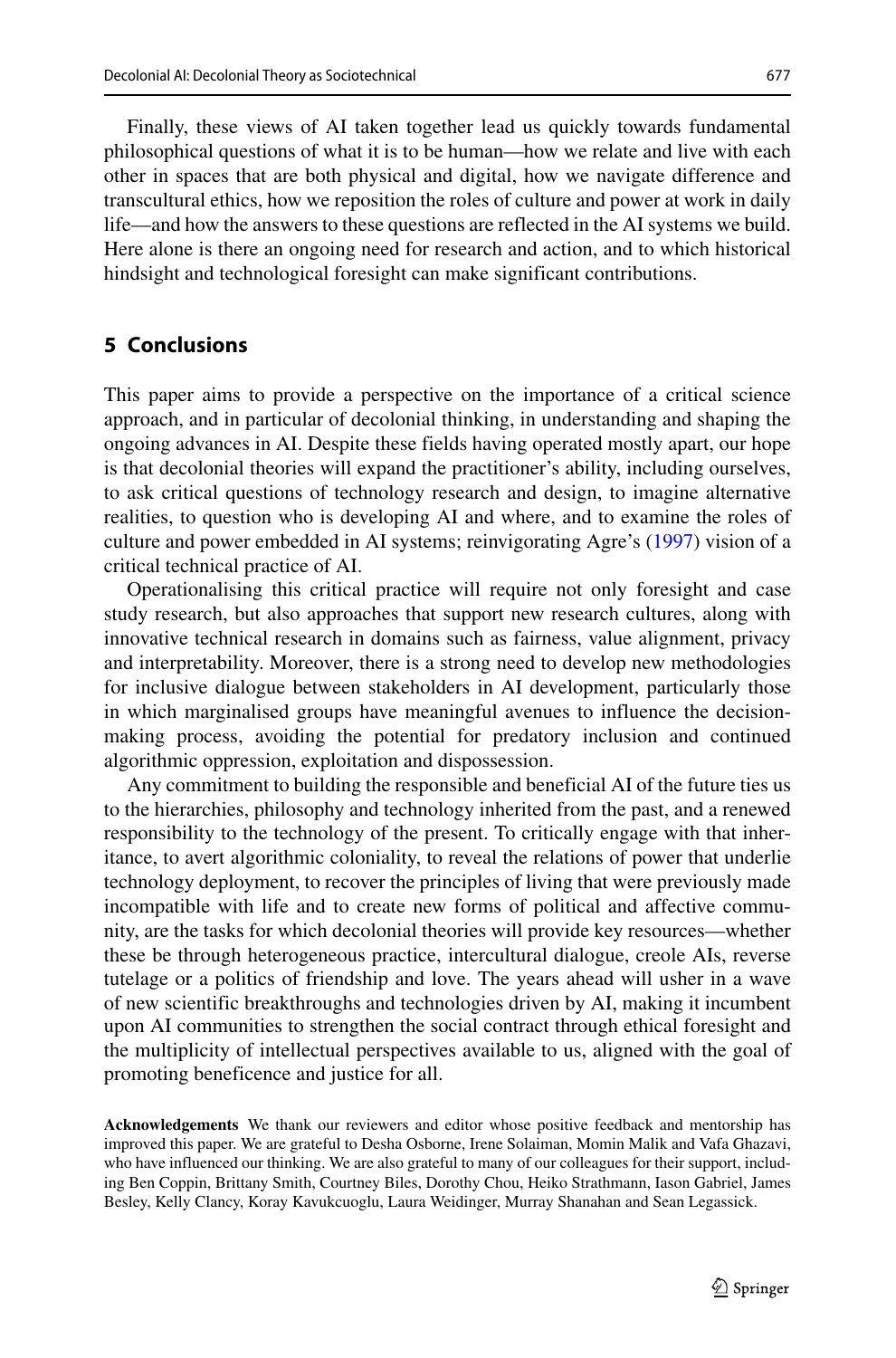Finally, these views of AI taken together lead us quickly towards fundamental philosophical questions of what it is to be human—how we relate and live with each other in spaces that are both physical and digital, how we navigate difference and transcultural ethics, how we reposition the roles of culture and power at work in daily life—and how the answers to these questions are reflected in the AI systems we build. Here alone is there an ongoing need for research and action, and to which historical hindsight and technological foresight can make significant contributions.

## 5 Conclusions

This paper aims to provide a perspective on the importance of a critical science approach, and in particular of decolonial thinking, in understanding and shaping the ongoing advances in AI. Despite these fields having operated mostly apart, our hope is that decolonial theories will expand the practitioner's ability, including ourselves, to ask critical questions of technology research and design, to imagine alternative realities, to question who is developing AI and where, and to examine the roles of culture and power embedded in AI systems; reinvigorating Agre's (1997) vision of a critical technical practice of AI.

Operationalising this critical practice will require not only foresight and case study research, but also approaches that support new research cultures, along with innovative technical research in domains such as fairness, value alignment, privacy and interpretability. Moreover, there is a strong need to develop new methodologies for inclusive dialogue between stakeholders in AI development, particularly those in which marginalised groups have meaningful avenues to influence the decision-making process, avoiding the potential for predatory inclusion and continued algorithmic oppression, exploitation and dispossession.

Any commitment to building the responsible and beneficial AI of the future ties us to the hierarchies, philosophy and technology inherited from the past, and a renewed responsibility to the technology of the present. To critically engage with that inheritance, to avert algorithmic coloniality, to reveal the relations of power that underlie technology deployment, to recover the principles of living that were previously made incompatible with life and to create new forms of political and affective community, are the tasks for which decolonial theories will provide key resources—whether these be through heterogeneous practice, intercultural dialogue, creole AIs, reverse tutelage or a politics of friendship and love. The years ahead will usher in a wave of new scientific breakthroughs and technologies driven by AI, making it incumbent upon AI communities to strengthen the social contract through ethical foresight and the multiplicity of intellectual perspectives available to us, aligned with the goal of promoting beneficence and justice for all.

**Acknowledgements** We thank our reviewers and editor whose positive feedback and mentorship has improved this paper. We are grateful to Desha Osborne, Irene Solaiman, Momin Malik and Vafa Ghazavi, who have influenced our thinking. We are also grateful to many of our colleagues for their support, including Ben Coppin, Brittany Smith, Courtney Biles, Dorothy Chou, Heiko Strathmann, Iason Gabriel, James Besley, Kelly Clancy, Koray Kavukcuoglu, Laura Weidinger, Murray Shanahan and Sean Legassick.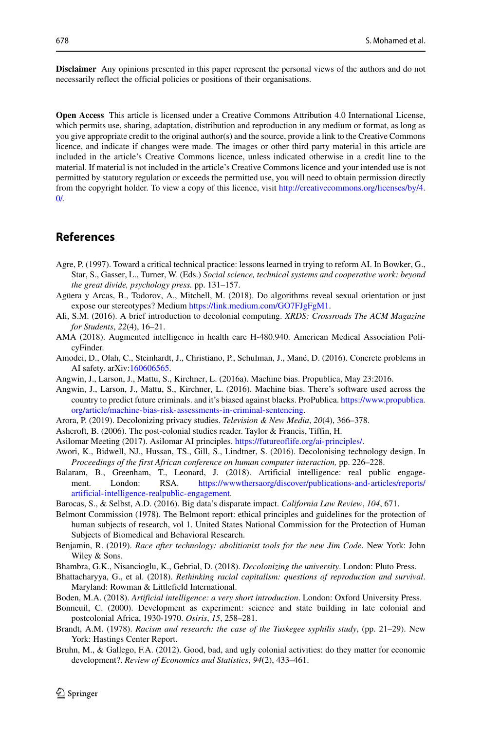**Disclaimer** Any opinions presented in this paper represent the personal views of the authors and do not necessarily reflect the official policies or positions of their organisations.

**Open Access** This article is licensed under a Creative Commons Attribution 4.0 International License, which permits use, sharing, adaptation, distribution and reproduction in any medium or format, as long as you give appropriate credit to the original author(s) and the source, provide a link to the Creative Commons licence, and indicate if changes were made. The images or other third party material in this article are included in the article's Creative Commons licence, unless indicated otherwise in a credit line to the material. If material is not included in the article's Creative Commons licence and your intended use is not permitted by statutory regulation or exceeds the permitted use, you will need to obtain permission directly from the copyright holder. To view a copy of this licence, visit http://creativecommons.org/licenses/by/4.0/.

## References

Agre, P. (1997). Toward a critical technical practice: lessons learned in trying to reform AI. In Bowker, G., Star, S., Gasser, L., Turner, W. (Eds.) *Social science, technical systems and cooperative work: beyond the great divide, psychology press.* pp. 131–157.

Agüera y Arcas, B., Todorov, A., Mitchell, M. (2018). Do algorithms reveal sexual orientation or just expose our stereotypes? Medium https://link.medium.com/GO7FJgFgM1.

Ali, S.M. (2016). A brief introduction to decolonial computing. *XRDS: Crossroads The ACM Magazine for Students*, *22*(4), 16–21.

AMA (2018). Augmented intelligence in health care H-480.940. American Medical Association PolicyFinder.

Amodei, D., Olah, C., Steinhardt, J., Christiano, P., Schulman, J., Mané, D. (2016). Concrete problems in AI safety. arXiv:160606565.

Angwin, J., Larson, J., Mattu, S., Kirchner, L. (2016a). Machine bias. Propublica, May 23:2016.

Angwin, J., Larson, J., Mattu, S., Kirchner, L. (2016). Machine bias. There's software used across the country to predict future criminals. and it's biased against blacks. ProPublica. https://www.propublica.org/article/machine-bias-risk-assessments-in-criminal-sentencing.

Arora, P. (2019). Decolonizing privacy studies. *Television & New Media*, *20*(4), 366–378.

Ashcroft, B. (2006). The post-colonial studies reader. Taylor & Francis, Tiffin, H.

Asilomar Meeting (2017). Asilomar AI principles. https://futureoflife.org/ai-principles/.

Awori, K., Bidwell, NJ., Hussan, TS., Gill, S., Lindtner, S. (2016). Decolonising technology design. In *Proceedings of the first African conference on human computer interaction,* pp. 226–228.

Balaram, B., Greenham, T., Leonard, J. (2018). Artificial intelligence: real public engagement. London: RSA. https://wwwthersaorg/discover/publications-and-articles/reports/artificial-intelligence-realpublic-engagement.

Barocas, S., & Selbst, A.D. (2016). Big data's disparate impact. *California Law Review*, *104*, 671.

Belmont Commission (1978). The Belmont report: ethical principles and guidelines for the protection of human subjects of research, vol 1. United States National Commission for the Protection of Human Subjects of Biomedical and Behavioral Research.

Benjamin, R. (2019). *Race after technology: abolitionist tools for the new Jim Code*. New York: John Wiley & Sons.

Bhambra, G.K., Nisancioglu, K., Gebrial, D. (2018). *Decolonizing the university*. London: Pluto Press.

Bhattacharyya, G., et al. (2018). *Rethinking racial capitalism: questions of reproduction and survival*. Maryland: Rowman & Littlefield International.

Boden, M.A. (2018). *Artificial intelligence: a very short introduction*. London: Oxford University Press.

Bonneuil, C. (2000). Development as experiment: science and state building in late colonial and postcolonial Africa, 1930-1970. *Osiris*, *15*, 258–281.

Brandt, A.M. (1978). *Racism and research: the case of the Tuskegee syphilis study*, (pp. 21–29). New York: Hastings Center Report.

Bruhn, M., & Gallego, F.A. (2012). Good, bad, and ugly colonial activities: do they matter for economic development?. *Review of Economics and Statistics*, *94*(2), 433–461.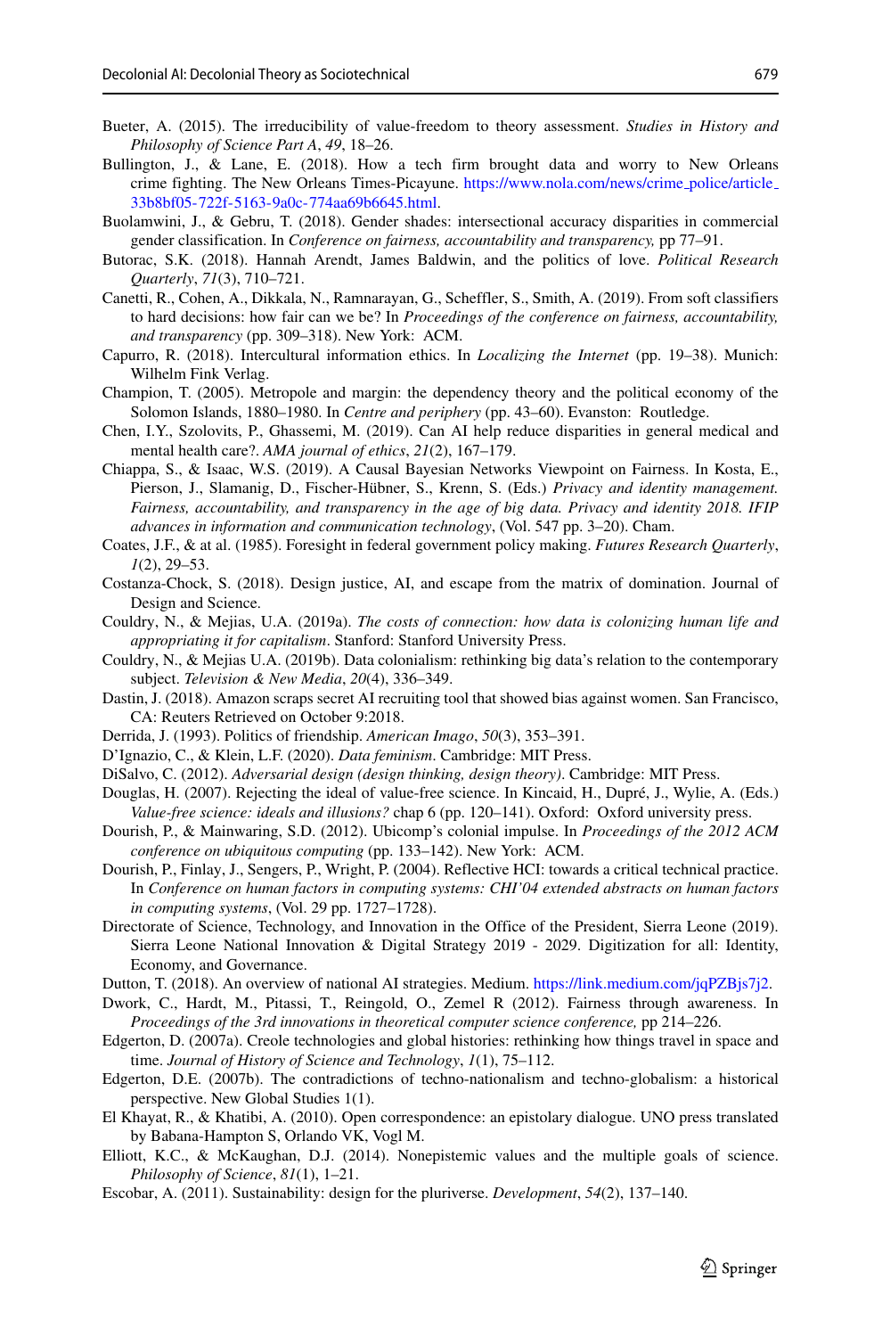Bueter, A. (2015). The irreducibility of value-freedom to theory assessment. *Studies in History and Philosophy of Science Part A*, *49*, 18–26.

Bullington, J., & Lane, E. (2018). How a tech firm brought data and worry to New Orleans crime fighting. The New Orleans Times-Picayune. https://www.nola.com/news/crime_police/article_33b8bf05-722f-5163-9a0c-774aa69b6645.html.

Buolamwini, J., & Gebru, T. (2018). Gender shades: intersectional accuracy disparities in commercial gender classification. In *Conference on fairness, accountability and transparency,* pp 77–91.

Butorac, S.K. (2018). Hannah Arendt, James Baldwin, and the politics of love. *Political Research Quarterly*, *71*(3), 710–721.

Canetti, R., Cohen, A., Dikkala, N., Ramnarayan, G., Scheffler, S., Smith, A. (2019). From soft classifiers to hard decisions: how fair can we be? In *Proceedings of the conference on fairness, accountability, and transparency* (pp. 309–318). New York: ACM.

Capurro, R. (2018). Intercultural information ethics. In *Localizing the Internet* (pp. 19–38). Munich: Wilhelm Fink Verlag.

Champion, T. (2005). Metropole and margin: the dependency theory and the political economy of the Solomon Islands, 1880–1980. In *Centre and periphery* (pp. 43–60). Evanston: Routledge.

Chen, I.Y., Szolovits, P., Ghassemi, M. (2019). Can AI help reduce disparities in general medical and mental health care?. *AMA journal of ethics*, *21*(2), 167–179.

Chiappa, S., & Isaac, W.S. (2019). A Causal Bayesian Networks Viewpoint on Fairness. In Kosta, E., Pierson, J., Slamanig, D., Fischer-Hübner, S., Krenn, S. (Eds.) *Privacy and identity management. Fairness, accountability, and transparency in the age of big data. Privacy and identity 2018. IFIP advances in information and communication technology*, (Vol. 547 pp. 3–20). Cham.

Coates, J.F., & at al. (1985). Foresight in federal government policy making. *Futures Research Quarterly*, *1*(2), 29–53.

Costanza-Chock, S. (2018). Design justice, AI, and escape from the matrix of domination. Journal of Design and Science.

Couldry, N., & Mejias, U.A. (2019a). *The costs of connection: how data is colonizing human life and appropriating it for capitalism*. Stanford: Stanford University Press.

Couldry, N., & Mejias U.A. (2019b). Data colonialism: rethinking big data's relation to the contemporary subject. *Television & New Media*, *20*(4), 336–349.

Dastin, J. (2018). Amazon scraps secret AI recruiting tool that showed bias against women. San Francisco, CA: Reuters Retrieved on October 9:2018.

Derrida, J. (1993). Politics of friendship. *American Imago*, *50*(3), 353–391.

D'Ignazio, C., & Klein, L.F. (2020). *Data feminism*. Cambridge: MIT Press.

DiSalvo, C. (2012). *Adversarial design (design thinking, design theory)*. Cambridge: MIT Press.

Douglas, H. (2007). Rejecting the ideal of value-free science. In Kincaid, H., Dupré, J., Wylie, A. (Eds.) *Value-free science: ideals and illusions?* chap 6 (pp. 120–141). Oxford: Oxford university press.

Dourish, P., & Mainwaring, S.D. (2012). Ubicomp's colonial impulse. In *Proceedings of the 2012 ACM conference on ubiquitous computing* (pp. 133–142). New York: ACM.

Dourish, P., Finlay, J., Sengers, P., Wright, P. (2004). Reflective HCI: towards a critical technical practice. In *Conference on human factors in computing systems: CHI'04 extended abstracts on human factors in computing systems*, (Vol. 29 pp. 1727–1728).

Directorate of Science, Technology, and Innovation in the Office of the President, Sierra Leone (2019). Sierra Leone National Innovation & Digital Strategy 2019 - 2029. Digitization for all: Identity, Economy, and Governance.

Dutton, T. (2018). An overview of national AI strategies. Medium. https://link.medium.com/jqPZBjs7j2.

Dwork, C., Hardt, M., Pitassi, T., Reingold, O., Zemel R (2012). Fairness through awareness. In *Proceedings of the 3rd innovations in theoretical computer science conference,* pp 214–226.

Edgerton, D. (2007a). Creole technologies and global histories: rethinking how things travel in space and time. *Journal of History of Science and Technology*, *1*(1), 75–112.

Edgerton, D.E. (2007b). The contradictions of techno-nationalism and techno-globalism: a historical perspective. New Global Studies 1(1).

El Khayat, R., & Khatibi, A. (2010). Open correspondence: an epistolary dialogue. UNO press translated by Babana-Hampton S, Orlando VK, Vogl M.

Elliott, K.C., & McKaughan, D.J. (2014). Nonepistemic values and the multiple goals of science. *Philosophy of Science*, *81*(1), 1–21.

Escobar, A. (2011). Sustainability: design for the pluriverse. *Development*, *54*(2), 137–140.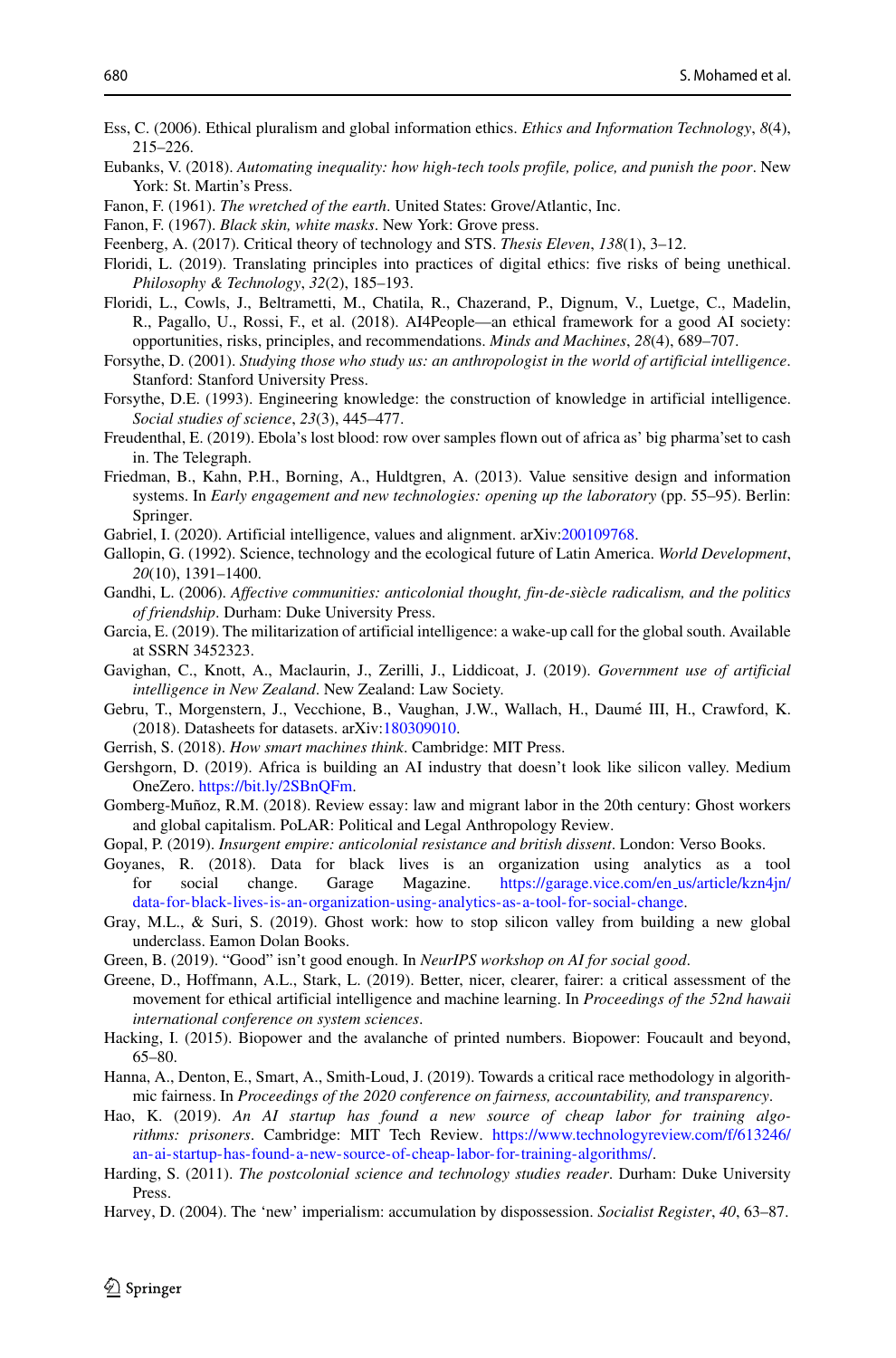Ess, C. (2006). Ethical pluralism and global information ethics. *Ethics and Information Technology*, *8*(4), 215–226.

Eubanks, V. (2018). *Automating inequality: how high-tech tools profile, police, and punish the poor*. New York: St. Martin's Press.

Fanon, F. (1961). *The wretched of the earth*. United States: Grove/Atlantic, Inc.

Fanon, F. (1967). *Black skin, white masks*. New York: Grove press.

Feenberg, A. (2017). Critical theory of technology and STS. *Thesis Eleven*, *138*(1), 3–12.

Floridi, L. (2019). Translating principles into practices of digital ethics: five risks of being unethical. *Philosophy & Technology*, *32*(2), 185–193.

Floridi, L., Cowls, J., Beltrametti, M., Chatila, R., Chazerand, P., Dignum, V., Luetge, C., Madelin, R., Pagallo, U., Rossi, F., et al. (2018). AI4People—an ethical framework for a good AI society: opportunities, risks, principles, and recommendations. *Minds and Machines*, *28*(4), 689–707.

Forsythe, D. (2001). *Studying those who study us: an anthropologist in the world of artificial intelligence*. Stanford: Stanford University Press.

Forsythe, D.E. (1993). Engineering knowledge: the construction of knowledge in artificial intelligence. *Social studies of science*, *23*(3), 445–477.

Freudenthal, E. (2019). Ebola's lost blood: row over samples flown out of africa as' big pharma'set to cash in. The Telegraph.

Friedman, B., Kahn, P.H., Borning, A., Huldtgren, A. (2013). Value sensitive design and information systems. In *Early engagement and new technologies: opening up the laboratory* (pp. 55–95). Berlin: Springer.

Gabriel, I. (2020). Artificial intelligence, values and alignment. arXiv:200109768.

Gallopin, G. (1992). Science, technology and the ecological future of Latin America. *World Development*, *20*(10), 1391–1400.

Gandhi, L. (2006). *Affective communities: anticolonial thought, fin-de-siècle radicalism, and the politics of friendship*. Durham: Duke University Press.

Garcia, E. (2019). The militarization of artificial intelligence: a wake-up call for the global south. Available at SSRN 3452323.

Gavighan, C., Knott, A., Maclaurin, J., Zerilli, J., Liddicoat, J. (2019). *Government use of artificial intelligence in New Zealand*. New Zealand: Law Society.

Gebru, T., Morgenstern, J., Vecchione, B., Vaughan, J.W., Wallach, H., Daumé III, H., Crawford, K. (2018). Datasheets for datasets. arXiv:180309010.

Gerrish, S. (2018). *How smart machines think*. Cambridge: MIT Press.

Gershgorn, D. (2019). Africa is building an AI industry that doesn't look like silicon valley. Medium OneZero. https://bit.ly/2SBnQFm.

Gomberg-Muñoz, R.M. (2018). Review essay: law and migrant labor in the 20th century: Ghost workers and global capitalism. PoLAR: Political and Legal Anthropology Review.

Gopal, P. (2019). *Insurgent empire: anticolonial resistance and british dissent*. London: Verso Books.

Goyanes, R. (2018). Data for black lives is an organization using analytics as a tool for social change. Garage Magazine. https://garage.vice.com/en_us/article/kzn4jn/data-for-black-lives-is-an-organization-using-analytics-as-a-tool-for-social-change.

Gray, M.L., & Suri, S. (2019). Ghost work: how to stop silicon valley from building a new global underclass. Eamon Dolan Books.

Green, B. (2019). "Good" isn't good enough. In *NeurIPS workshop on AI for social good*.

Greene, D., Hoffmann, A.L., Stark, L. (2019). Better, nicer, clearer, fairer: a critical assessment of the movement for ethical artificial intelligence and machine learning. In *Proceedings of the 52nd hawaii international conference on system sciences*.

Hacking, I. (2015). Biopower and the avalanche of printed numbers. Biopower: Foucault and beyond, 65–80.

Hanna, A., Denton, E., Smart, A., Smith-Loud, J. (2019). Towards a critical race methodology in algorithmic fairness. In *Proceedings of the 2020 conference on fairness, accountability, and transparency*.

Hao, K. (2019). *An AI startup has found a new source of cheap labor for training algorithms: prisoners*. Cambridge: MIT Tech Review. https://www.technologyreview.com/f/613246/an-ai-startup-has-found-a-new-source-of-cheap-labor-for-training-algorithms/.

Harding, S. (2011). *The postcolonial science and technology studies reader*. Durham: Duke University Press.

Harvey, D. (2004). The 'new' imperialism: accumulation by dispossession. *Socialist Register*, *40*, 63–87.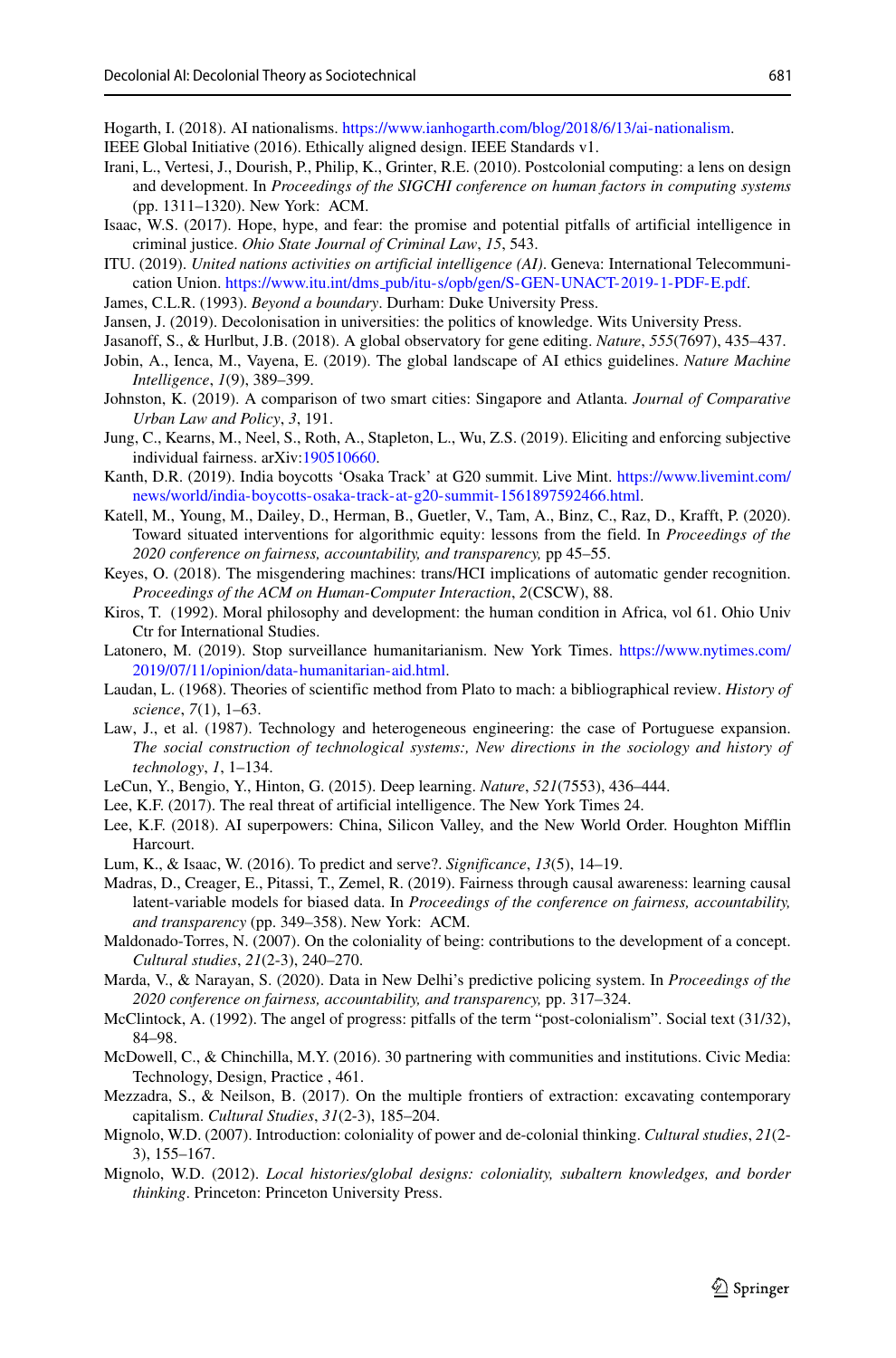Hogarth, I. (2018). AI nationalisms. https://www.ianhogarth.com/blog/2018/6/13/ai-nationalism.

IEEE Global Initiative (2016). Ethically aligned design. IEEE Standards v1.

Irani, L., Vertesi, J., Dourish, P., Philip, K., Grinter, R.E. (2010). Postcolonial computing: a lens on design and development. In *Proceedings of the SIGCHI conference on human factors in computing systems* (pp. 1311–1320). New York: ACM.

Isaac, W.S. (2017). Hope, hype, and fear: the promise and potential pitfalls of artificial intelligence in criminal justice. *Ohio State Journal of Criminal Law*, *15*, 543.

ITU. (2019). *United nations activities on artificial intelligence (AI)*. Geneva: International Telecommunication Union. https://www.itu.int/dms_pub/itu-s/opb/gen/S-GEN-UNACT-2019-1-PDF-E.pdf.

James, C.L.R. (1993). *Beyond a boundary*. Durham: Duke University Press.

Jansen, J. (2019). Decolonisation in universities: the politics of knowledge. Wits University Press.

Jasanoff, S., & Hurlbut, J.B. (2018). A global observatory for gene editing. *Nature*, *555*(7697), 435–437.

Jobin, A., Ienca, M., Vayena, E. (2019). The global landscape of AI ethics guidelines. *Nature Machine Intelligence*, *1*(9), 389–399.

Johnston, K. (2019). A comparison of two smart cities: Singapore and Atlanta. *Journal of Comparative Urban Law and Policy*, *3*, 191.

Jung, C., Kearns, M., Neel, S., Roth, A., Stapleton, L., Wu, Z.S. (2019). Eliciting and enforcing subjective individual fairness. arXiv:190510660.

Kanth, D.R. (2019). India boycotts 'Osaka Track' at G20 summit. Live Mint. https://www.livemint.com/news/world/india-boycotts-osaka-track-at-g20-summit-1561897592466.html.

Katell, M., Young, M., Dailey, D., Herman, B., Guetler, V., Tam, A., Binz, C., Raz, D., Krafft, P. (2020). Toward situated interventions for algorithmic equity: lessons from the field. In *Proceedings of the 2020 conference on fairness, accountability, and transparency*, pp 45–55.

Keyes, O. (2018). The misgendering machines: trans/HCI implications of automatic gender recognition. *Proceedings of the ACM on Human-Computer Interaction*, *2*(CSCW), 88.

Kiros, T. (1992). Moral philosophy and development: the human condition in Africa, vol 61. Ohio Univ Ctr for International Studies.

Latonero, M. (2019). Stop surveillance humanitarianism. New York Times. https://www.nytimes.com/2019/07/11/opinion/data-humanitarian-aid.html.

Laudan, L. (1968). Theories of scientific method from Plato to mach: a bibliographical review. *History of science*, *7*(1), 1–63.

Law, J., et al. (1987). Technology and heterogeneous engineering: the case of Portuguese expansion. *The social construction of technological systems:, New directions in the sociology and history of technology*, *1*, 1–134.

LeCun, Y., Bengio, Y., Hinton, G. (2015). Deep learning. *Nature*, *521*(7553), 436–444.

Lee, K.F. (2017). The real threat of artificial intelligence. The New York Times 24.

Lee, K.F. (2018). AI superpowers: China, Silicon Valley, and the New World Order. Houghton Mifflin Harcourt.

Lum, K., & Isaac, W. (2016). To predict and serve?. *Significance*, *13*(5), 14–19.

Madras, D., Creager, E., Pitassi, T., Zemel, R. (2019). Fairness through causal awareness: learning causal latent-variable models for biased data. In *Proceedings of the conference on fairness, accountability, and transparency* (pp. 349–358). New York: ACM.

Maldonado-Torres, N. (2007). On the coloniality of being: contributions to the development of a concept. *Cultural studies*, *21*(2-3), 240–270.

Marda, V., & Narayan, S. (2020). Data in New Delhi's predictive policing system. In *Proceedings of the 2020 conference on fairness, accountability, and transparency,* pp. 317–324.

McClintock, A. (1992). The angel of progress: pitfalls of the term "post-colonialism". Social text (31/32), 84–98.

McDowell, C., & Chinchilla, M.Y. (2016). 30 partnering with communities and institutions. Civic Media: Technology, Design, Practice , 461.

Mezzadra, S., & Neilson, B. (2017). On the multiple frontiers of extraction: excavating contemporary capitalism. *Cultural Studies*, *31*(2-3), 185–204.

Mignolo, W.D. (2007). Introduction: coloniality of power and de-colonial thinking. *Cultural studies*, *21*(2-3), 155–167.

Mignolo, W.D. (2012). *Local histories/global designs: coloniality, subaltern knowledges, and border thinking*. Princeton: Princeton University Press.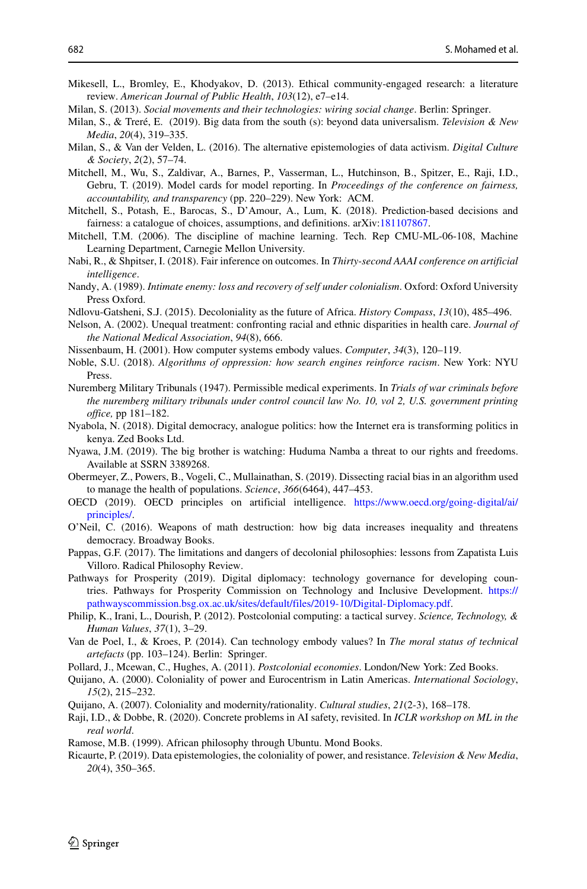Mikesell, L., Bromley, E., Khodyakov, D. (2013). Ethical community-engaged research: a literature review. *American Journal of Public Health*, *103*(12), e7–e14.

Milan, S. (2013). *Social movements and their technologies: wiring social change*. Berlin: Springer.

Milan, S., & Treré, E. (2019). Big data from the south (s): beyond data universalism. *Television & New Media*, *20*(4), 319–335.

Milan, S., & Van der Velden, L. (2016). The alternative epistemologies of data activism. *Digital Culture & Society*, *2*(2), 57–74.

Mitchell, M., Wu, S., Zaldivar, A., Barnes, P., Vasserman, L., Hutchinson, B., Spitzer, E., Raji, I.D., Gebru, T. (2019). Model cards for model reporting. In *Proceedings of the conference on fairness, accountability, and transparency* (pp. 220–229). New York: ACM.

Mitchell, S., Potash, E., Barocas, S., D'Amour, A., Lum, K. (2018). Prediction-based decisions and fairness: a catalogue of choices, assumptions, and definitions. arXiv:181107867.

Mitchell, T.M. (2006). The discipline of machine learning. Tech. Rep CMU-ML-06-108, Machine Learning Department, Carnegie Mellon University.

Nabi, R., & Shpitser, I. (2018). Fair inference on outcomes. In *Thirty-second AAAI conference on artificial intelligence*.

Nandy, A. (1989). *Intimate enemy: loss and recovery of self under colonialism*. Oxford: Oxford University Press Oxford.

Ndlovu-Gatsheni, S.J. (2015). Decoloniality as the future of Africa. *History Compass*, *13*(10), 485–496.

Nelson, A. (2002). Unequal treatment: confronting racial and ethnic disparities in health care. *Journal of the National Medical Association*, *94*(8), 666.

Nissenbaum, H. (2001). How computer systems embody values. *Computer*, *34*(3), 120–119.

Noble, S.U. (2018). *Algorithms of oppression: how search engines reinforce racism*. New York: NYU Press.

Nuremberg Military Tribunals (1947). Permissible medical experiments. In *Trials of war criminals before the nuremberg military tribunals under control council law No. 10, vol 2, U.S. government printing office,* pp 181–182.

Nyabola, N. (2018). Digital democracy, analogue politics: how the Internet era is transforming politics in kenya. Zed Books Ltd.

Nyawa, J.M. (2019). The big brother is watching: Huduma Namba a threat to our rights and freedoms. Available at SSRN 3389268.

Obermeyer, Z., Powers, B., Vogeli, C., Mullainathan, S. (2019). Dissecting racial bias in an algorithm used to manage the health of populations. *Science*, *366*(6464), 447–453.

OECD (2019). OECD principles on artificial intelligence. https://www.oecd.org/going-digital/ai/principles/.

O'Neil, C. (2016). Weapons of math destruction: how big data increases inequality and threatens democracy. Broadway Books.

Pappas, G.F. (2017). The limitations and dangers of decolonial philosophies: lessons from Zapatista Luis Villoro. Radical Philosophy Review.

Pathways for Prosperity (2019). Digital diplomacy: technology governance for developing countries. Pathways for Prosperity Commission on Technology and Inclusive Development. https://pathwayscommission.bsg.ox.ac.uk/sites/default/files/2019-10/Digital-Diplomacy.pdf.

Philip, K., Irani, L., Dourish, P. (2012). Postcolonial computing: a tactical survey. *Science, Technology, & Human Values*, *37*(1), 3–29.

Van de Poel, I., & Kroes, P. (2014). Can technology embody values? In *The moral status of technical artefacts* (pp. 103–124). Berlin: Springer.

Pollard, J., Mcewan, C., Hughes, A. (2011). *Postcolonial economies*. London/New York: Zed Books.

Quijano, A. (2000). Coloniality of power and Eurocentrism in Latin Americas. *International Sociology*, *15*(2), 215–232.

Quijano, A. (2007). Coloniality and modernity/rationality. *Cultural studies*, *21*(2-3), 168–178.

Raji, I.D., & Dobbe, R. (2020). Concrete problems in AI safety, revisited. In *ICLR workshop on ML in the real world*.

Ramose, M.B. (1999). African philosophy through Ubuntu. Mond Books.

Ricaurte, P. (2019). Data epistemologies, the coloniality of power, and resistance. *Television & New Media*, *20*(4), 350–365.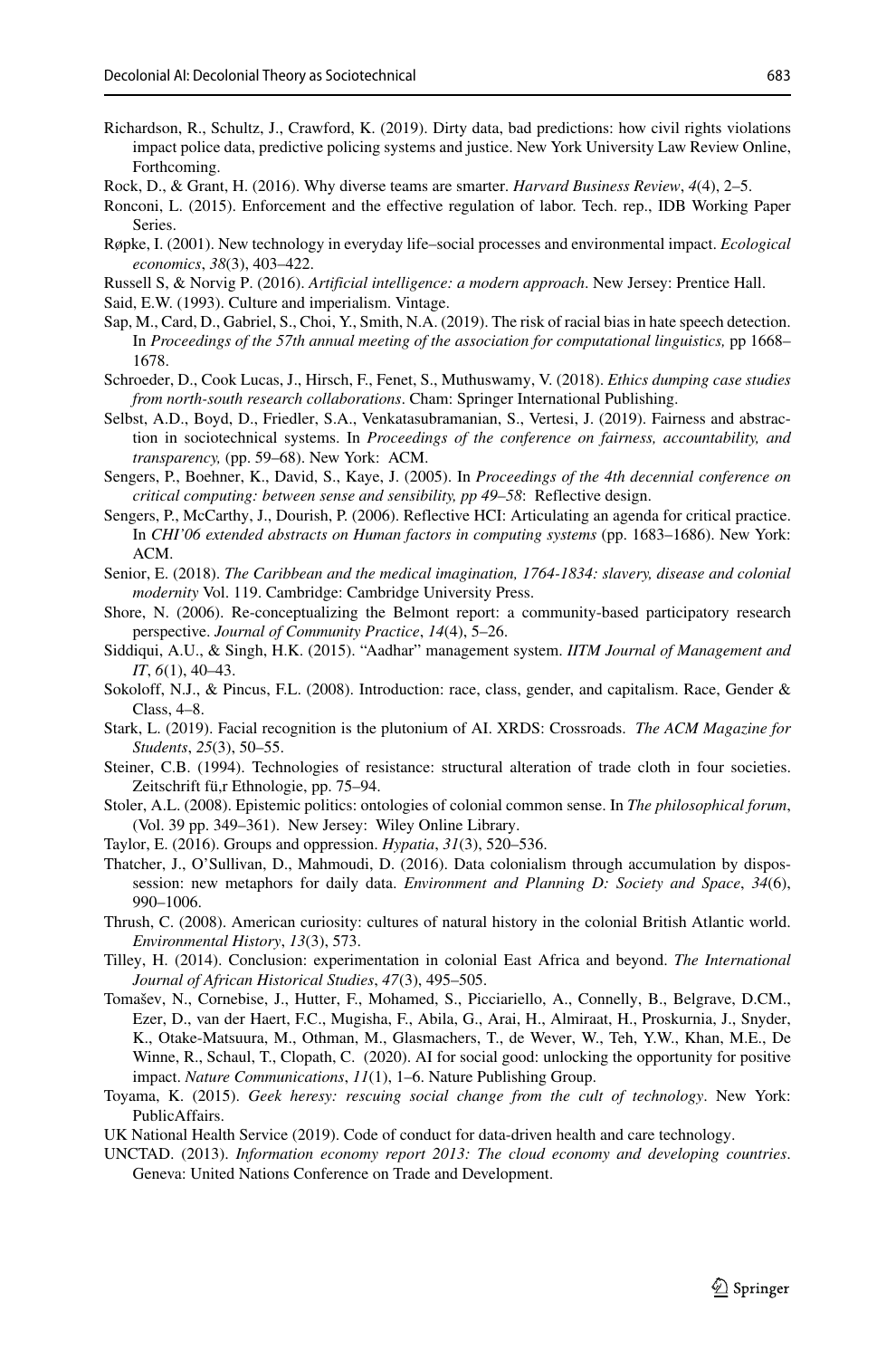Richardson, R., Schultz, J., Crawford, K. (2019). Dirty data, bad predictions: how civil rights violations impact police data, predictive policing systems and justice. New York University Law Review Online, Forthcoming.

Rock, D., & Grant, H. (2016). Why diverse teams are smarter. *Harvard Business Review*, *4*(4), 2–5.

Ronconi, L. (2015). Enforcement and the effective regulation of labor. Tech. rep., IDB Working Paper Series.

Røpke, I. (2001). New technology in everyday life–social processes and environmental impact. *Ecological economics*, *38*(3), 403–422.

Russell S, & Norvig P. (2016). *Artificial intelligence: a modern approach*. New Jersey: Prentice Hall.

Said, E.W. (1993). Culture and imperialism. Vintage.

Sap, M., Card, D., Gabriel, S., Choi, Y., Smith, N.A. (2019). The risk of racial bias in hate speech detection. In *Proceedings of the 57th annual meeting of the association for computational linguistics,* pp 1668–1678.

Schroeder, D., Cook Lucas, J., Hirsch, F., Fenet, S., Muthuswamy, V. (2018). *Ethics dumping case studies from north-south research collaborations*. Cham: Springer International Publishing.

Selbst, A.D., Boyd, D., Friedler, S.A., Venkatasubramanian, S., Vertesi, J. (2019). Fairness and abstraction in sociotechnical systems. In *Proceedings of the conference on fairness, accountability, and transparency,* (pp. 59–68). New York: ACM.

Sengers, P., Boehner, K., David, S., Kaye, J. (2005). In *Proceedings of the 4th decennial conference on critical computing: between sense and sensibility, pp 49–58*: Reflective design.

Sengers, P., McCarthy, J., Dourish, P. (2006). Reflective HCI: Articulating an agenda for critical practice. In *CHI'06 extended abstracts on Human factors in computing systems* (pp. 1683–1686). New York: ACM.

Senior, E. (2018). *The Caribbean and the medical imagination, 1764-1834: slavery, disease and colonial modernity* Vol. 119. Cambridge: Cambridge University Press.

Shore, N. (2006). Re-conceptualizing the Belmont report: a community-based participatory research perspective. *Journal of Community Practice*, *14*(4), 5–26.

Siddiqui, A.U., & Singh, H.K. (2015). "Aadhar" management system. *IITM Journal of Management and IT*, *6*(1), 40–43.

Sokoloff, N.J., & Pincus, F.L. (2008). Introduction: race, class, gender, and capitalism. Race, Gender & Class, 4–8.

Stark, L. (2019). Facial recognition is the plutonium of AI. XRDS: Crossroads. *The ACM Magazine for Students*, *25*(3), 50–55.

Steiner, C.B. (1994). Technologies of resistance: structural alteration of trade cloth in four societies. Zeitschrift fü,r Ethnologie, pp. 75–94.

Stoler, A.L. (2008). Epistemic politics: ontologies of colonial common sense. In *The philosophical forum*, (Vol. 39 pp. 349–361). New Jersey: Wiley Online Library.

Taylor, E. (2016). Groups and oppression. *Hypatia*, *31*(3), 520–536.

Thatcher, J., O'Sullivan, D., Mahmoudi, D. (2016). Data colonialism through accumulation by dispossession: new metaphors for daily data. *Environment and Planning D: Society and Space*, *34*(6), 990–1006.

Thrush, C. (2008). American curiosity: cultures of natural history in the colonial British Atlantic world. *Environmental History*, *13*(3), 573.

Tilley, H. (2014). Conclusion: experimentation in colonial East Africa and beyond. *The International Journal of African Historical Studies*, *47*(3), 495–505.

Tomašev, N., Cornebise, J., Hutter, F., Mohamed, S., Picciariello, A., Connelly, B., Belgrave, D.CM., Ezer, D., van der Haert, F.C., Mugisha, F., Abila, G., Arai, H., Almiraat, H., Proskurnia, J., Snyder, K., Otake-Matsuura, M., Othman, M., Glasmachers, T., de Wever, W., Teh, Y.W., Khan, M.E., De Winne, R., Schaul, T., Clopath, C. (2020). AI for social good: unlocking the opportunity for positive impact. *Nature Communications*, *11*(1), 1–6. Nature Publishing Group.

Toyama, K. (2015). *Geek heresy: rescuing social change from the cult of technology*. New York: PublicAffairs.

UK National Health Service (2019). Code of conduct for data-driven health and care technology.

UNCTAD. (2013). *Information economy report 2013: The cloud economy and developing countries*. Geneva: United Nations Conference on Trade and Development.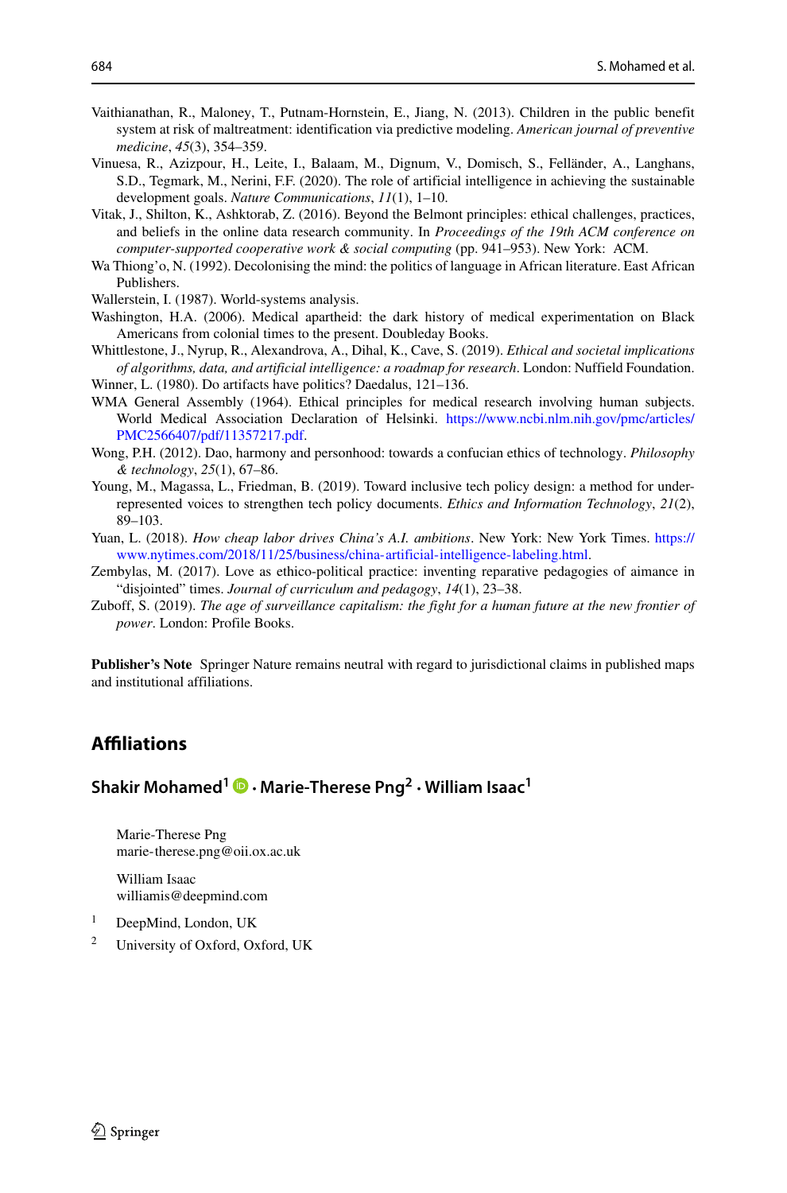Vaithianathan, R., Maloney, T., Putnam-Hornstein, E., Jiang, N. (2013). Children in the public benefit system at risk of maltreatment: identification via predictive modeling. *American journal of preventive medicine*, *45*(3), 354–359.

Vinuesa, R., Azizpour, H., Leite, I., Balaam, M., Dignum, V., Domisch, S., Felländer, A., Langhans, S.D., Tegmark, M., Nerini, F.F. (2020). The role of artificial intelligence in achieving the sustainable development goals. *Nature Communications*, *11*(1), 1–10.

Vitak, J., Shilton, K., Ashktorab, Z. (2016). Beyond the Belmont principles: ethical challenges, practices, and beliefs in the online data research community. In *Proceedings of the 19th ACM conference on computer-supported cooperative work & social computing* (pp. 941–953). New York: ACM.

Wa Thiong'o, N. (1992). Decolonising the mind: the politics of language in African literature. East African Publishers.

Wallerstein, I. (1987). World-systems analysis.

Washington, H.A. (2006). Medical apartheid: the dark history of medical experimentation on Black Americans from colonial times to the present. Doubleday Books.

Whittlestone, J., Nyrup, R., Alexandrova, A., Dihal, K., Cave, S. (2019). *Ethical and societal implications of algorithms, data, and artificial intelligence: a roadmap for research*. London: Nuffield Foundation.

Winner, L. (1980). Do artifacts have politics? Daedalus, 121–136.

WMA General Assembly (1964). Ethical principles for medical research involving human subjects. World Medical Association Declaration of Helsinki. https://www.ncbi.nlm.nih.gov/pmc/articles/PMC2566407/pdf/11357217.pdf.

Wong, P.H. (2012). Dao, harmony and personhood: towards a confucian ethics of technology. *Philosophy & technology*, *25*(1), 67–86.

Young, M., Magassa, L., Friedman, B. (2019). Toward inclusive tech policy design: a method for underrepresented voices to strengthen tech policy documents. *Ethics and Information Technology*, *21*(2), 89–103.

Yuan, L. (2018). *How cheap labor drives China's A.I. ambitions*. New York: New York Times. https://www.nytimes.com/2018/11/25/business/china-artificial-intelligence-labeling.html.

Zembylas, M. (2017). Love as ethico-political practice: inventing reparative pedagogies of aimance in "disjointed" times. *Journal of curriculum and pedagogy*, *14*(1), 23–38.

Zuboff, S. (2019). *The age of surveillance capitalism: the fight for a human future at the new frontier of power*. London: Profile Books.

**Publisher's Note** Springer Nature remains neutral with regard to jurisdictional claims in published maps and institutional affiliations.

## Affiliations

**Shakir Mohamed[1] · Marie-Therese Png[2] · William Isaac[1]**

Marie-Therese Png
marie-therese.png@oii.ox.ac.uk

William Isaac
williamis@deepmind.com

[1] DeepMind, London, UK

[2] University of Oxford, Oxford, UK